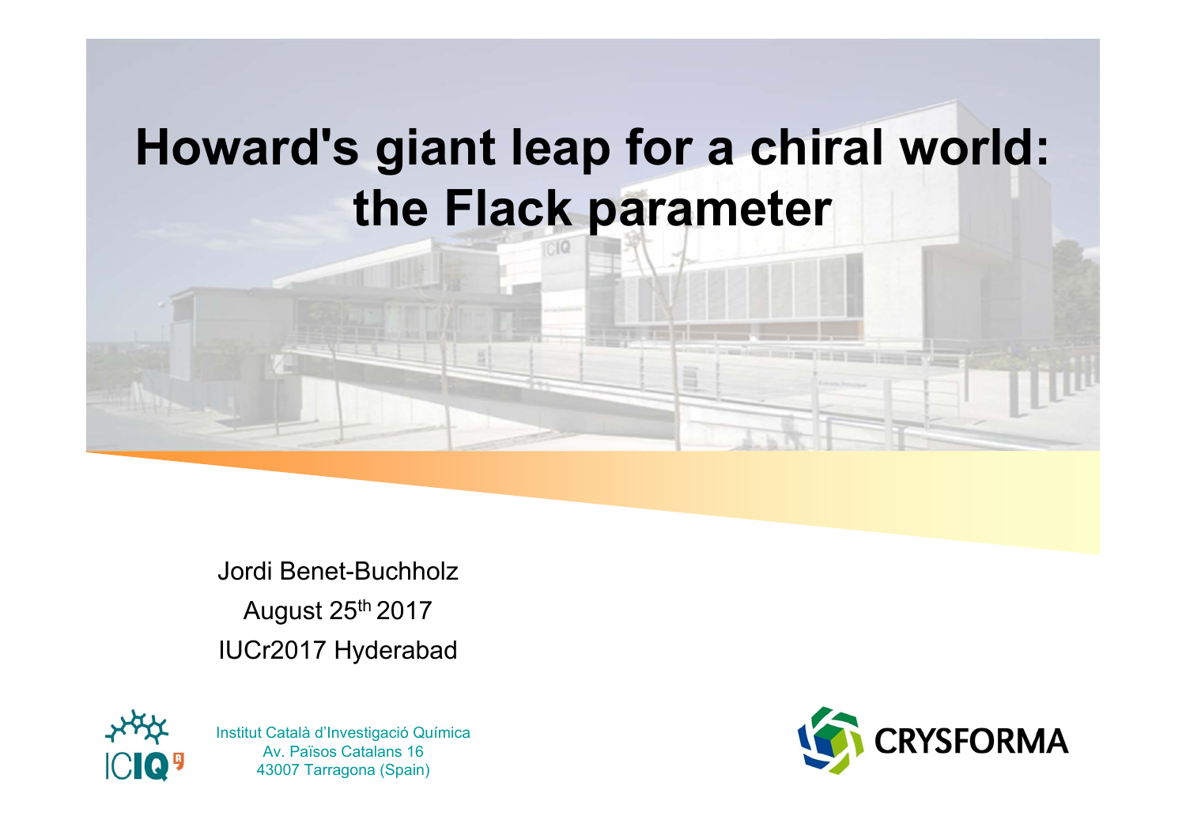# Howard's giant leap for a chiral world: the Flack parameter

Jordi Benet-Buchholz

August 25th 2017

IUCr2017 Hyderabad

Institut Català d'Investigació Química
Av. Països Catalans 16
43007 Tarragona (Spain)

CRYSFORMA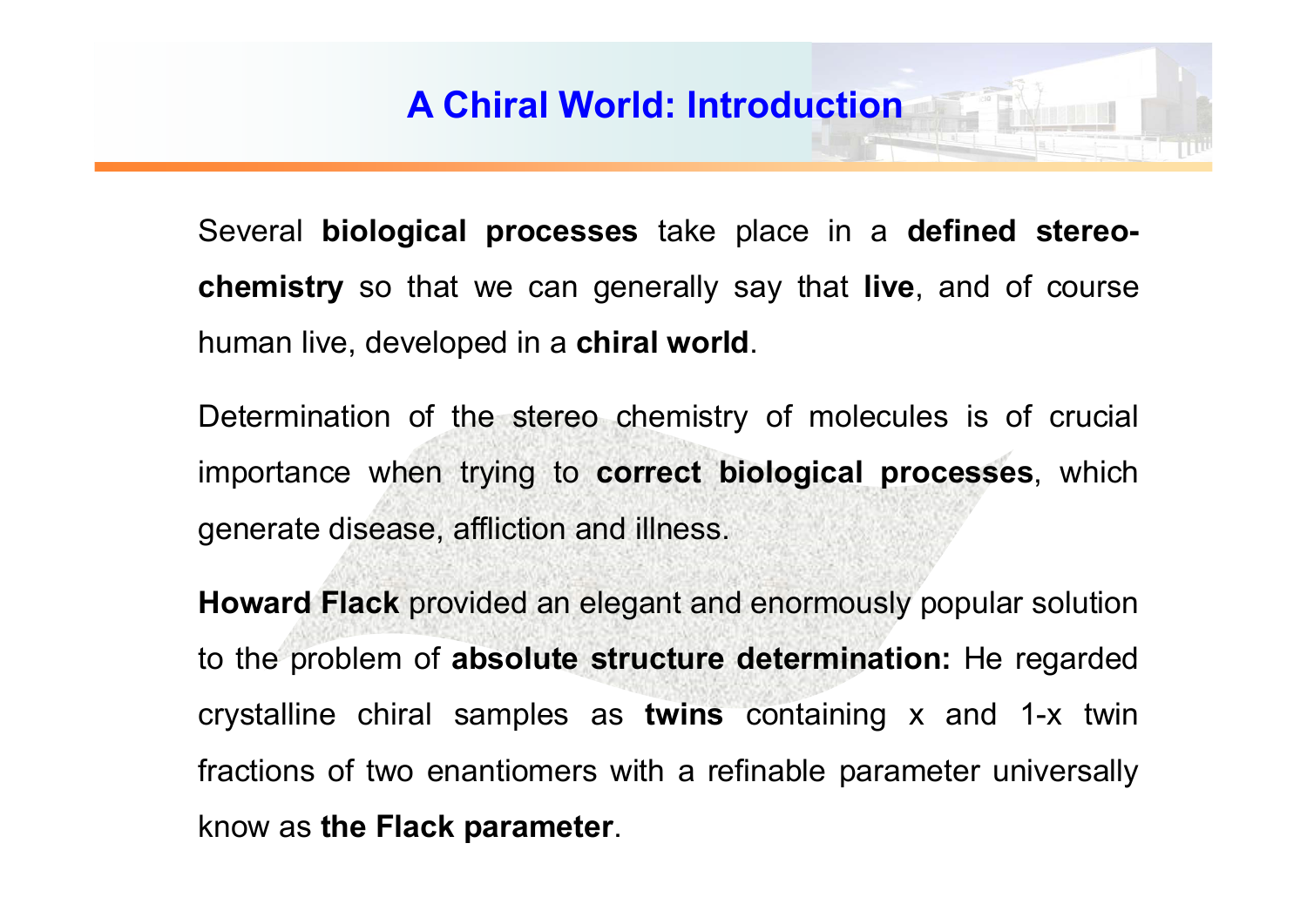# A Chiral World: Introduction

Several **biological processes** take place in a **defined stereo-chemistry** so that we can generally say that **live**, and of course human live, developed in a **chiral world**.

Determination of the stereo chemistry of molecules is of crucial importance when trying to **correct biological processes**, which generate disease, affliction and illness.

**Howard Flack** provided an elegant and enormously popular solution to the problem of **absolute structure determination:** He regarded crystalline chiral samples as **twins** containing x and 1-x twin fractions of two enantiomers with a refinable parameter universally know as **the Flack parameter**.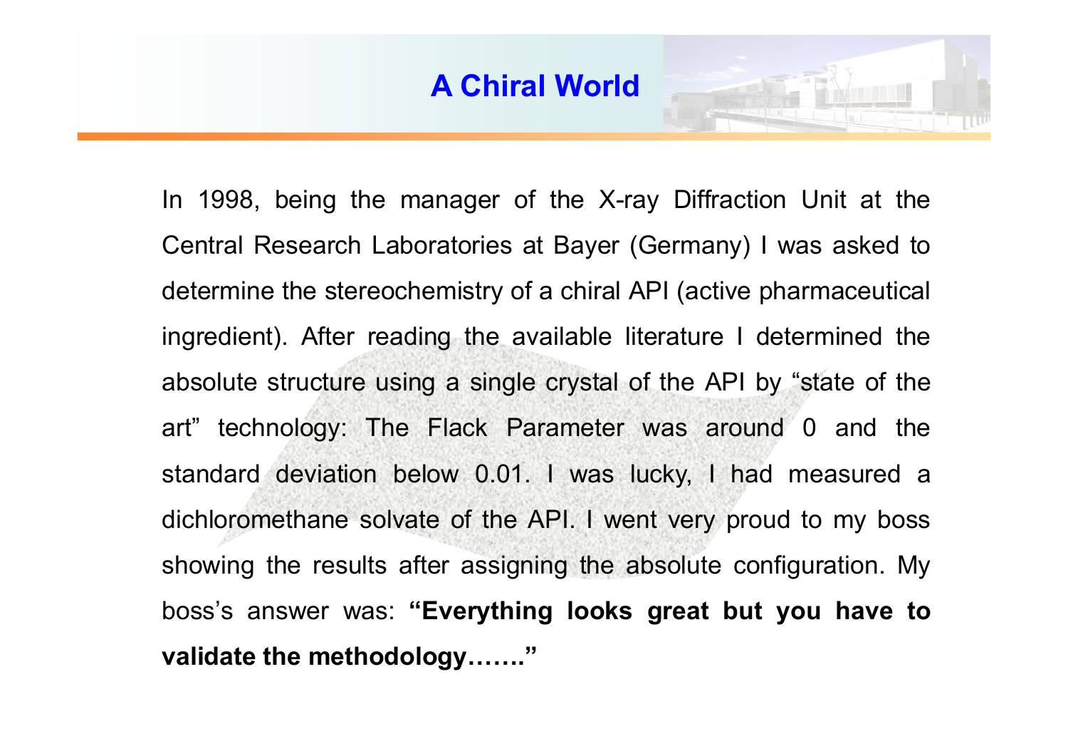# A Chiral World

In 1998, being the manager of the X-ray Diffraction Unit at the Central Research Laboratories at Bayer (Germany) I was asked to determine the stereochemistry of a chiral API (active pharmaceutical ingredient). After reading the available literature I determined the absolute structure using a single crystal of the API by "state of the art" technology: The Flack Parameter was around 0 and the standard deviation below 0.01. I was lucky, I had measured a dichloromethane solvate of the API. I went very proud to my boss showing the results after assigning the absolute configuration. My boss's answer was: **"Everything looks great but you have to validate the methodology……."**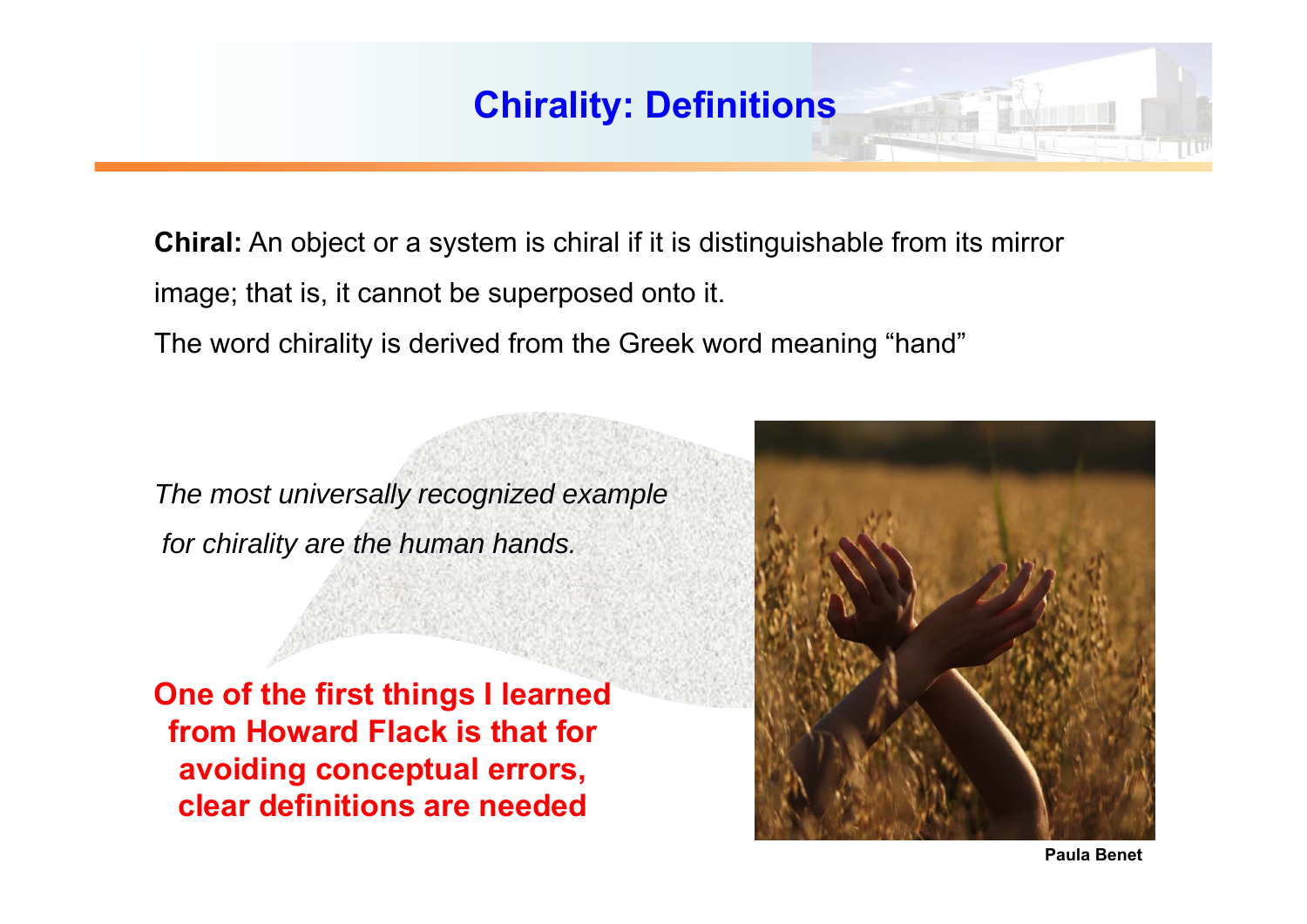# Chirality: Definitions

**Chiral:** An object or a system is chiral if it is distinguishable from its mirror image; that is, it cannot be superposed onto it.

The word chirality is derived from the Greek word meaning "hand"

*The most universally recognized example for chirality are the human hands.*

**One of the first things I learned from Howard Flack is that for avoiding conceptual errors, clear definitions are needed**

Paula Benet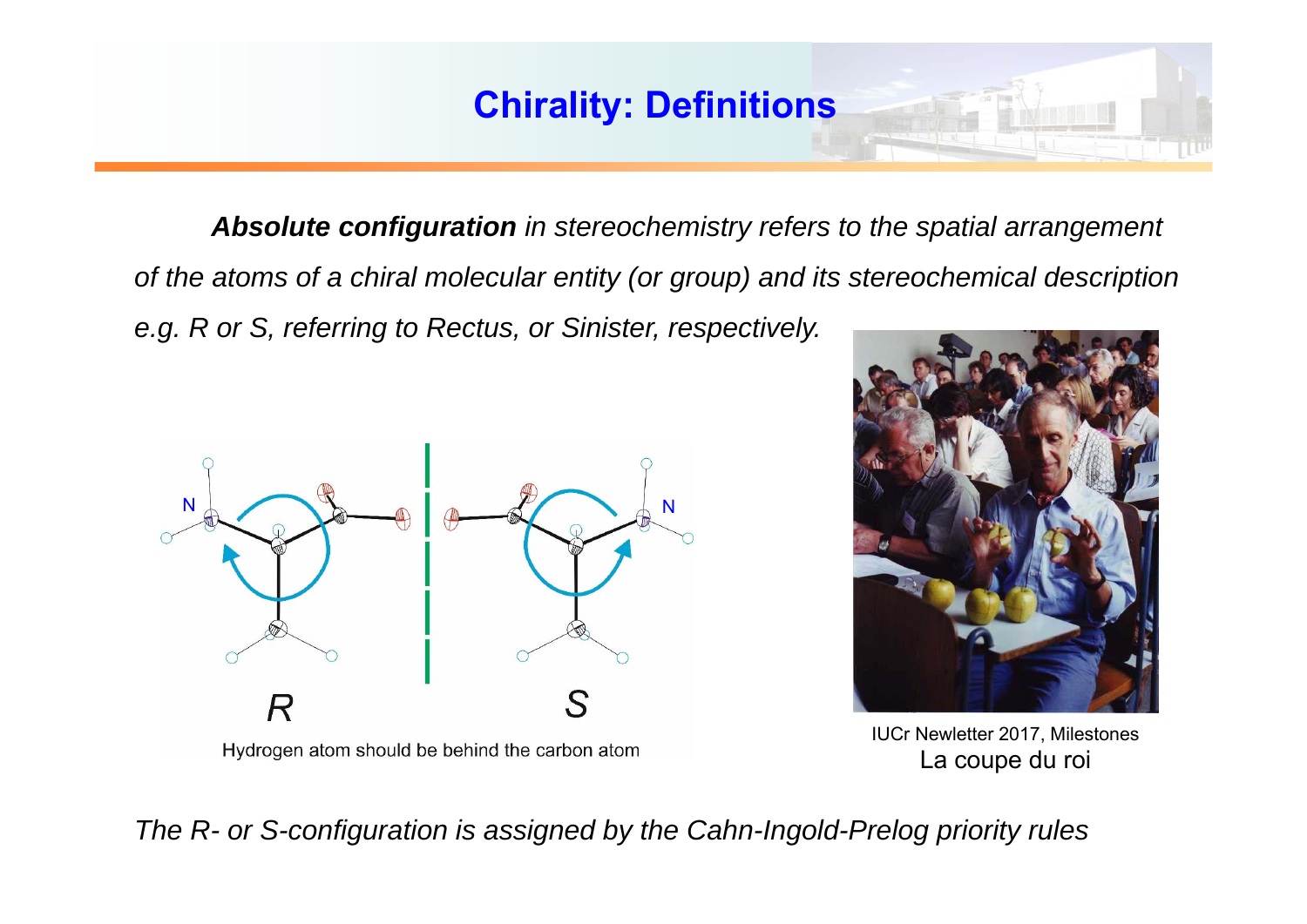## Chirality: Definitions

***Absolute configuration*** *in stereochemistry refers to the spatial arrangement of the atoms of a chiral molecular entity (or group) and its stereochemical description e.g. R or S, referring to Rectus, or Sinister, respectively.*

R S

Hydrogen atom should be behind the carbon atom

IUCr Newletter 2017, Milestones
La coupe du roi

*The R- or S-configuration is assigned by the Cahn-Ingold-Prelog priority rules*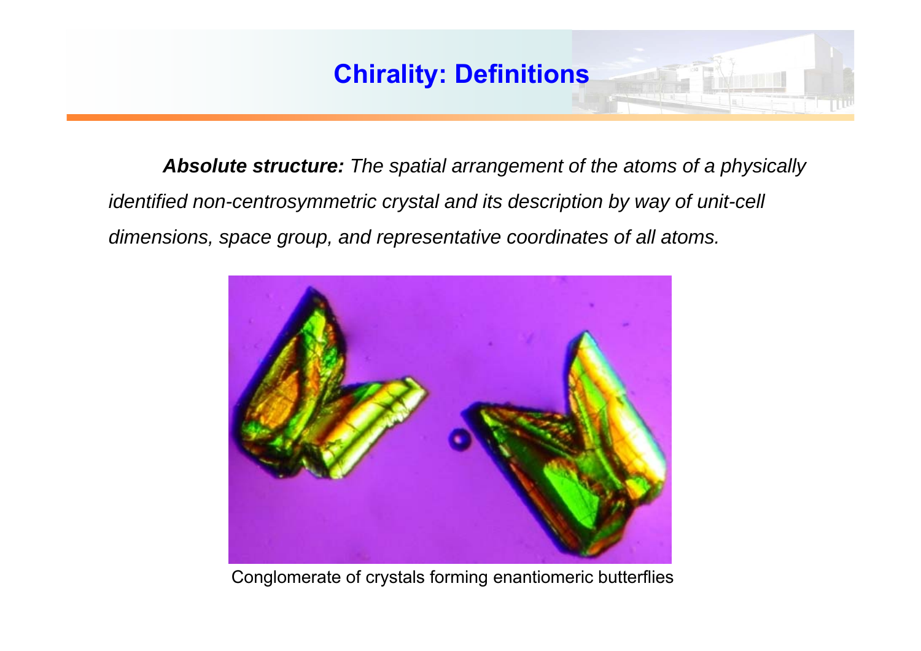# Chirality: Definitions

***Absolute structure:*** *The spatial arrangement of the atoms of a physically identified non-centrosymmetric crystal and its description by way of unit-cell dimensions, space group, and representative coordinates of all atoms.*

Conglomerate of crystals forming enantiomeric butterflies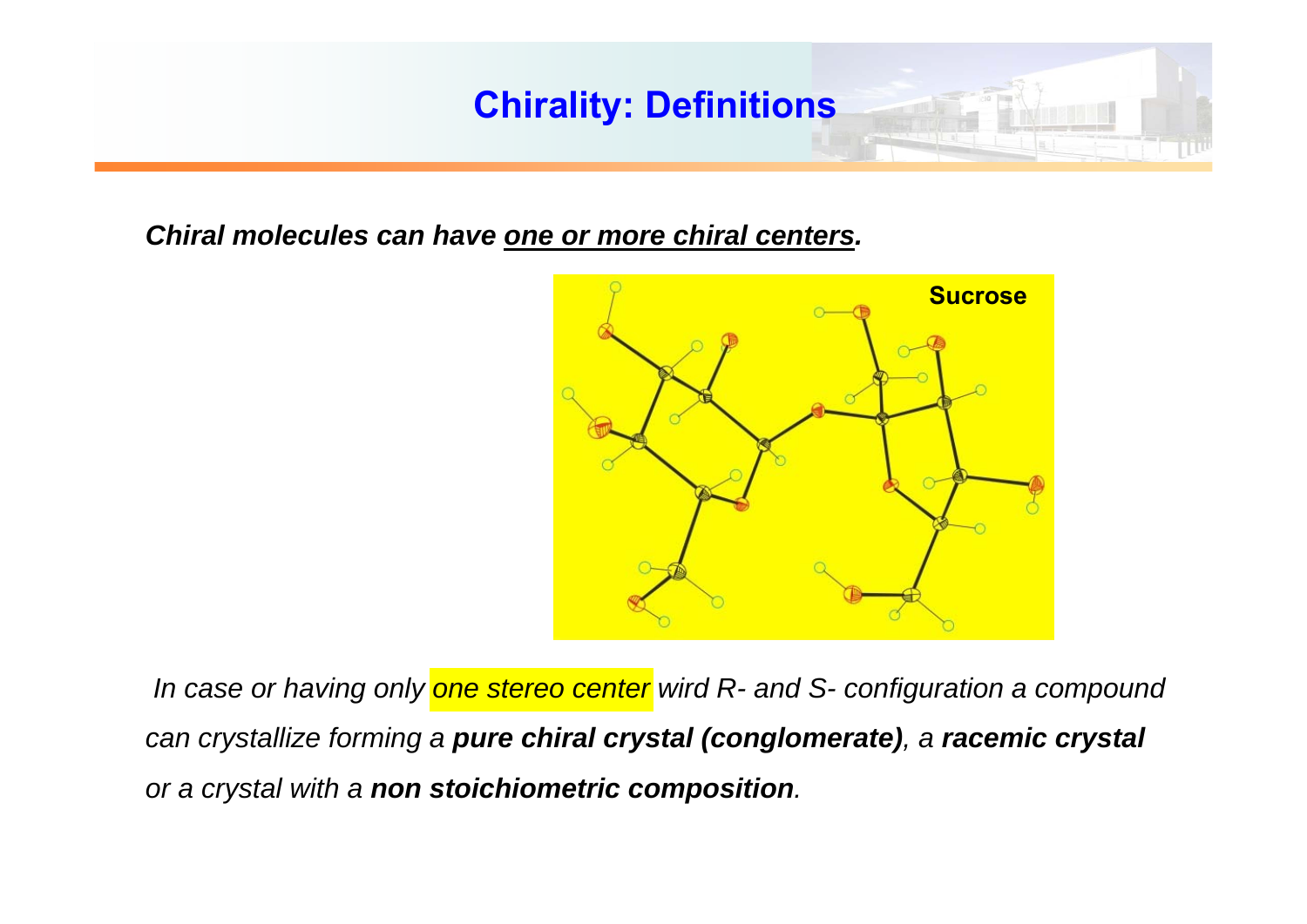# Chirality: Definitions

***Chiral molecules can have <u>one or more chiral centers</u>.***

*In case or having only one stereo center wird R- and S- configuration a compound can crystallize forming a **pure chiral crystal (conglomerate)**, a **racemic crystal** or a crystal with a **non stoichiometric composition**.*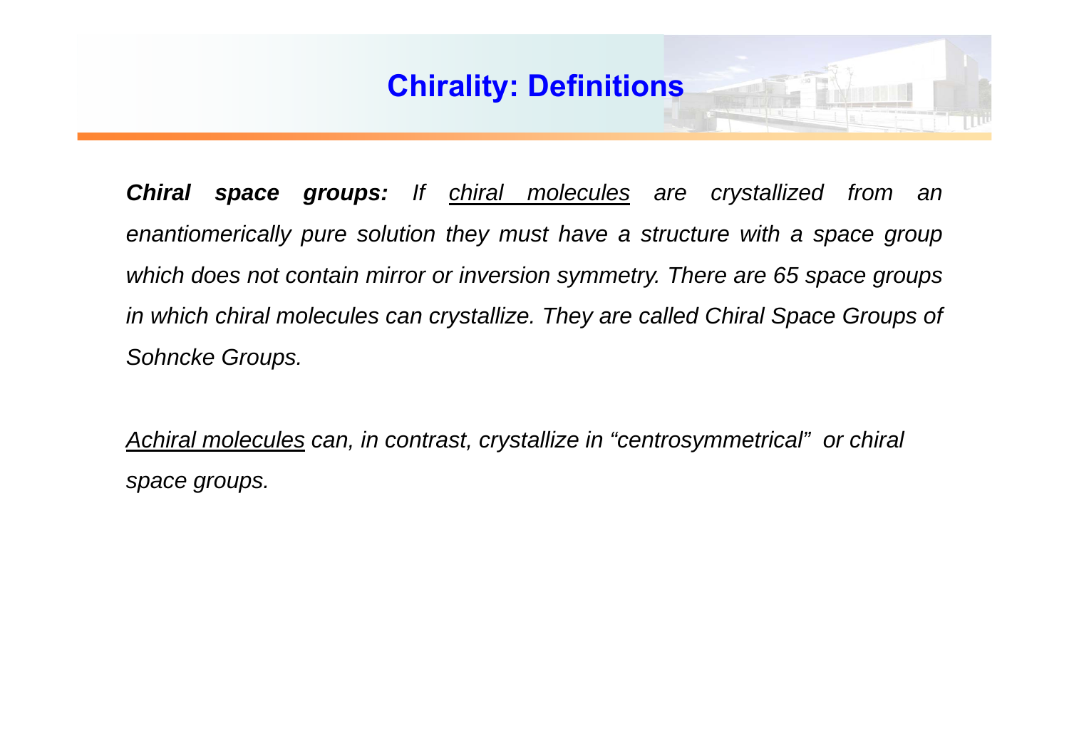# Chirality: Definitions

***Chiral space groups:*** *If chiral molecules are crystallized from an enantiomerically pure solution they must have a structure with a space group which does not contain mirror or inversion symmetry. There are 65 space groups in which chiral molecules can crystallize. They are called Chiral Space Groups of Sohncke Groups.*

*Achiral molecules can, in contrast, crystallize in "centrosymmetrical" or chiral space groups.*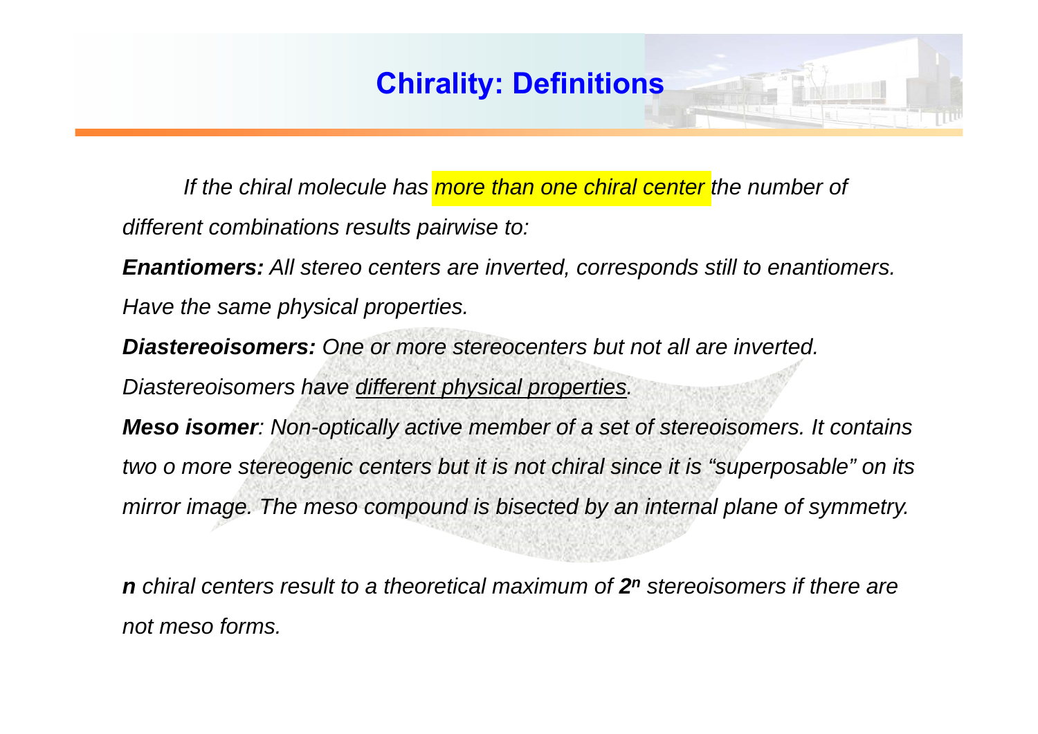# Chirality: Definitions

*If the chiral molecule has more than one chiral center the number of different combinations results pairwise to:*

***Enantiomers:*** *All stereo centers are inverted, corresponds still to enantiomers. Have the same physical properties.*

***Diastereoisomers:*** *One or more stereocenters but not all are inverted. Diastereoisomers have <u>different physical properties</u>.*

***Meso isomer****: Non-optically active member of a set of stereoisomers. It contains two o more stereogenic centers but it is not chiral since it is "superposable" on its mirror image. The meso compound is bisected by an internal plane of symmetry.*

***n*** *chiral centers result to a theoretical maximum of* $\boldsymbol{2^n}$ *stereoisomers if there are not meso forms.*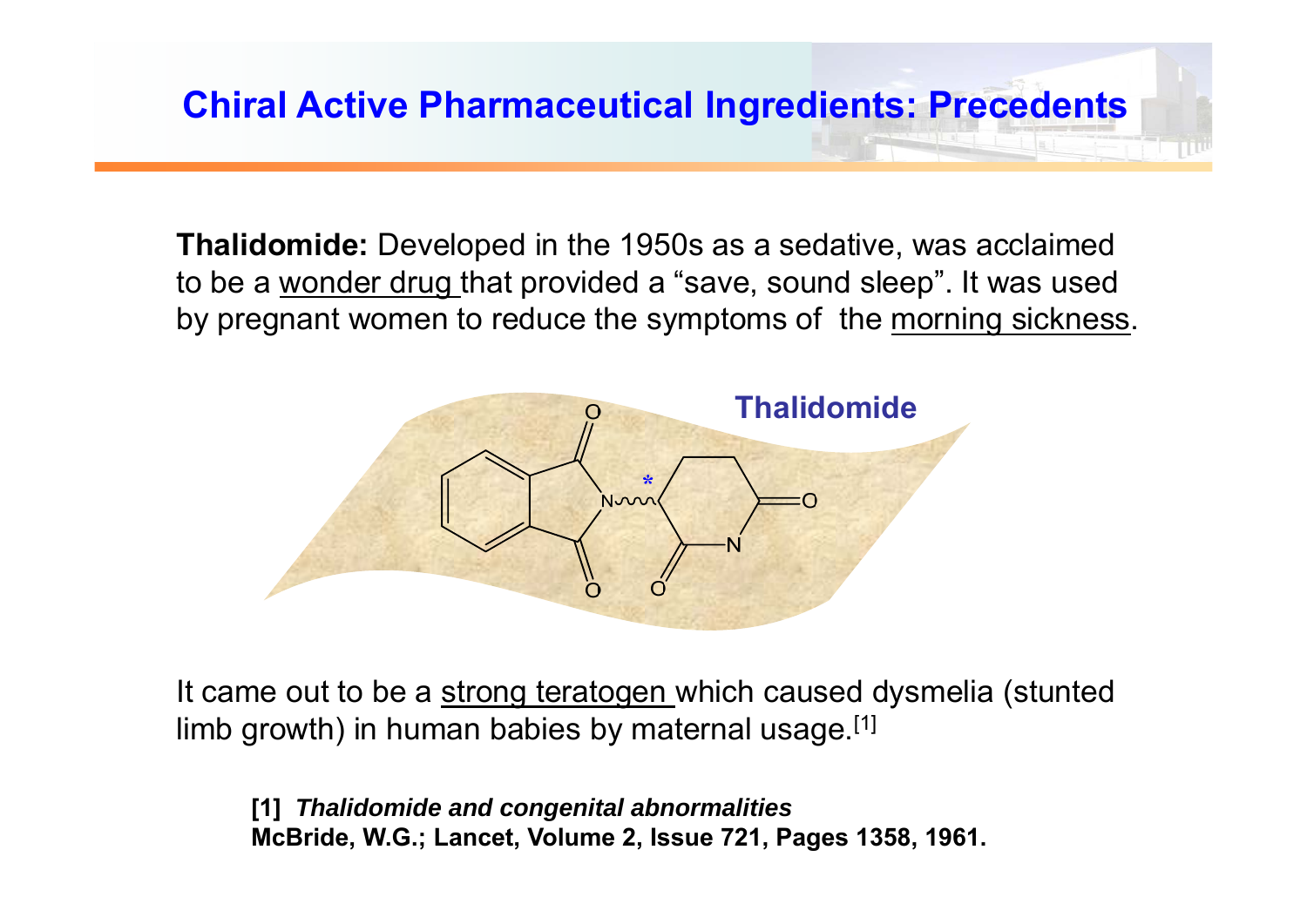# Chiral Active Pharmaceutical Ingredients: Precedents

**Thalidomide:** Developed in the 1950s as a sedative, was acclaimed to be a wonder drug that provided a "save, sound sleep". It was used by pregnant women to reduce the symptoms of the morning sickness.

Thalidomide

It came out to be a strong teratogen which caused dysmelia (stunted limb growth) in human babies by maternal usage.[1]

**[1]** ***Thalidomide and congenital abnormalities***
**McBride, W.G.; Lancet, Volume 2, Issue 721, Pages 1358, 1961.**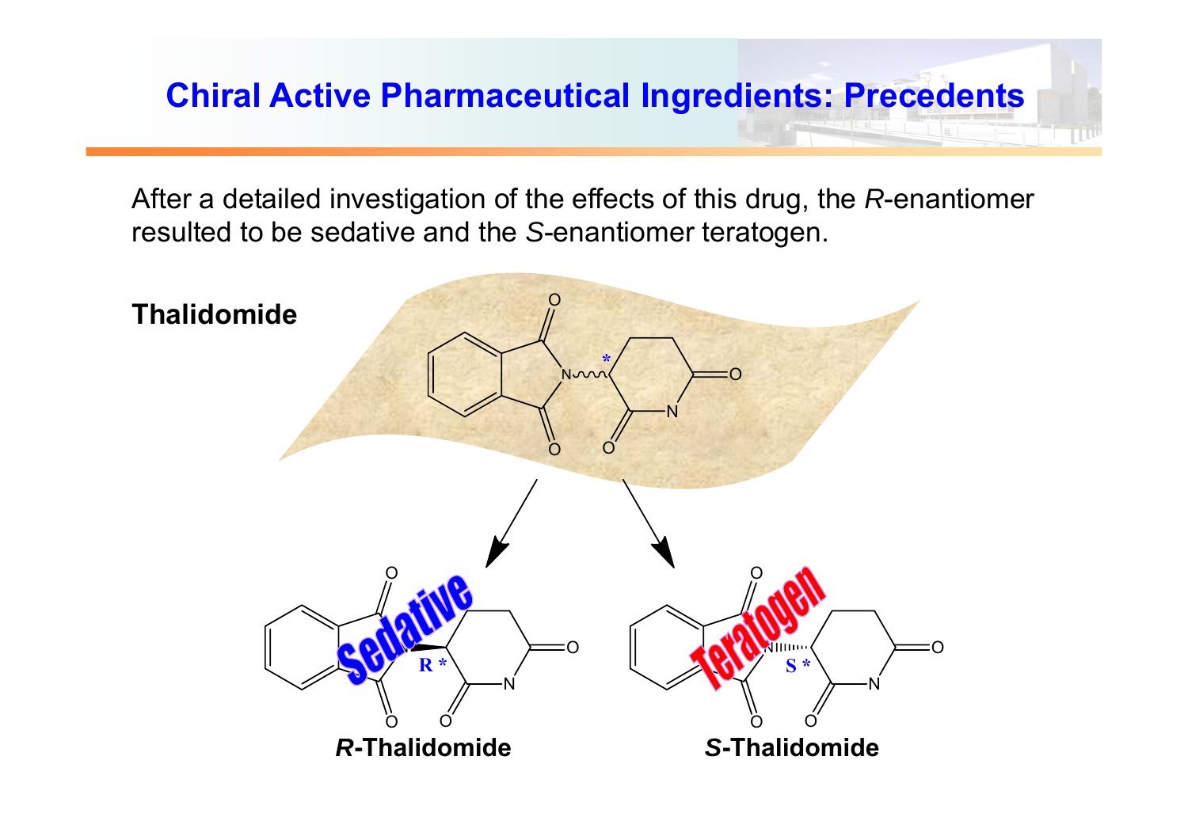# Chiral Active Pharmaceutical Ingredients: Precedents

After a detailed investigation of the effects of this drug, the *R*-enantiomer resulted to be sedative and the *S*-enantiomer teratogen.

**Thalidomide**

Sedative

Teratogen

***R*-Thalidomide**

***S*-Thalidomide**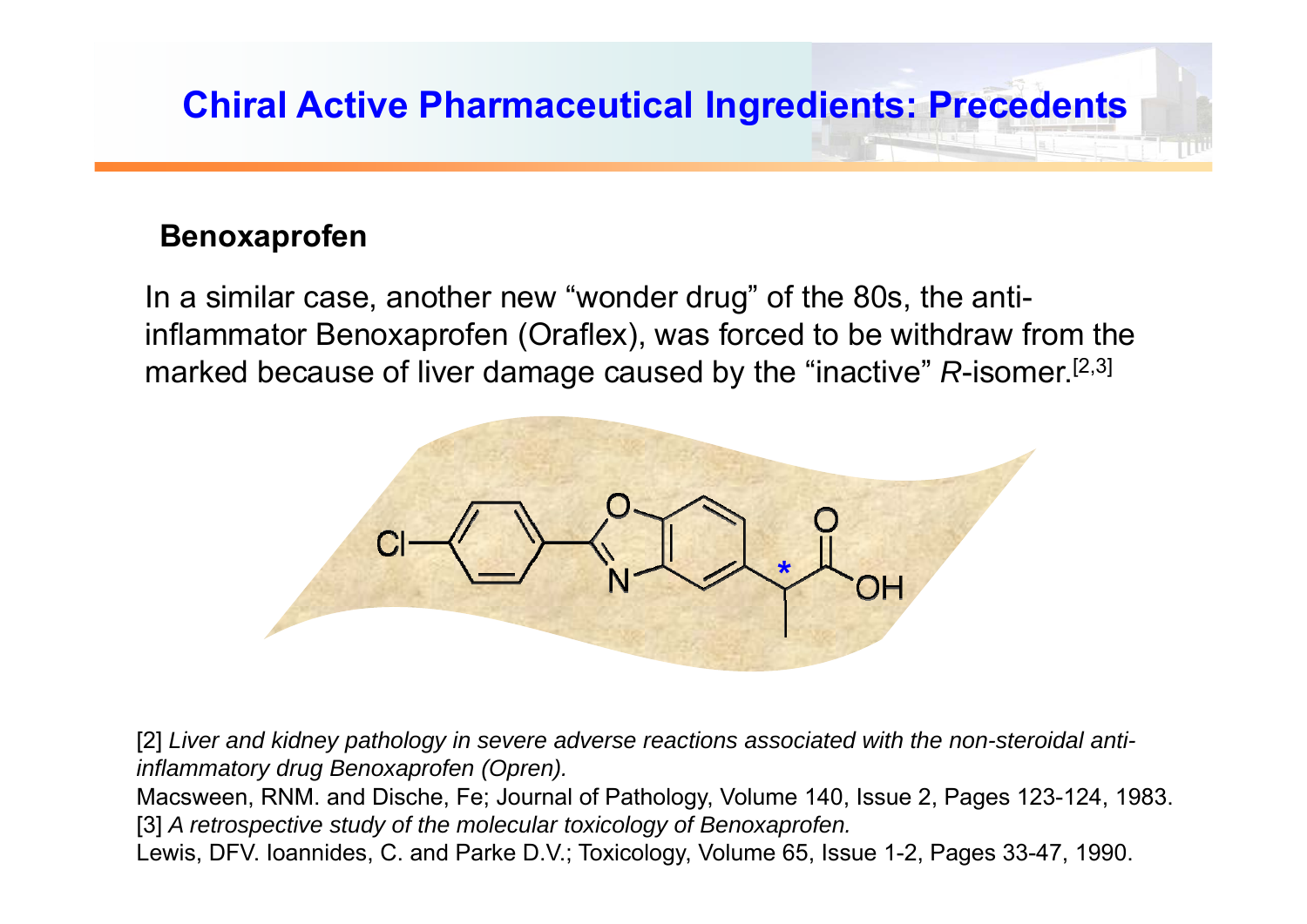## Chiral Active Pharmaceutical Ingredients: Precedents

**Benoxaprofen**

In a similar case, another new “wonder drug” of the 80s, the anti-inflammator Benoxaprofen (Oraflex), was forced to be withdraw from the marked because of liver damage caused by the “inactive” *R*-isomer.[2,3]

[2] *Liver and kidney pathology in severe adverse reactions associated with the non-steroidal anti-inflammatory drug Benoxaprofen (Opren).*
Macsween, RNM. and Dische, Fe; Journal of Pathology, Volume 140, Issue 2, Pages 123-124, 1983.
[3] *A retrospective study of the molecular toxicology of Benoxaprofen.*
Lewis, DFV. Ioannides, C. and Parke D.V.; Toxicology, Volume 65, Issue 1-2, Pages 33-47, 1990.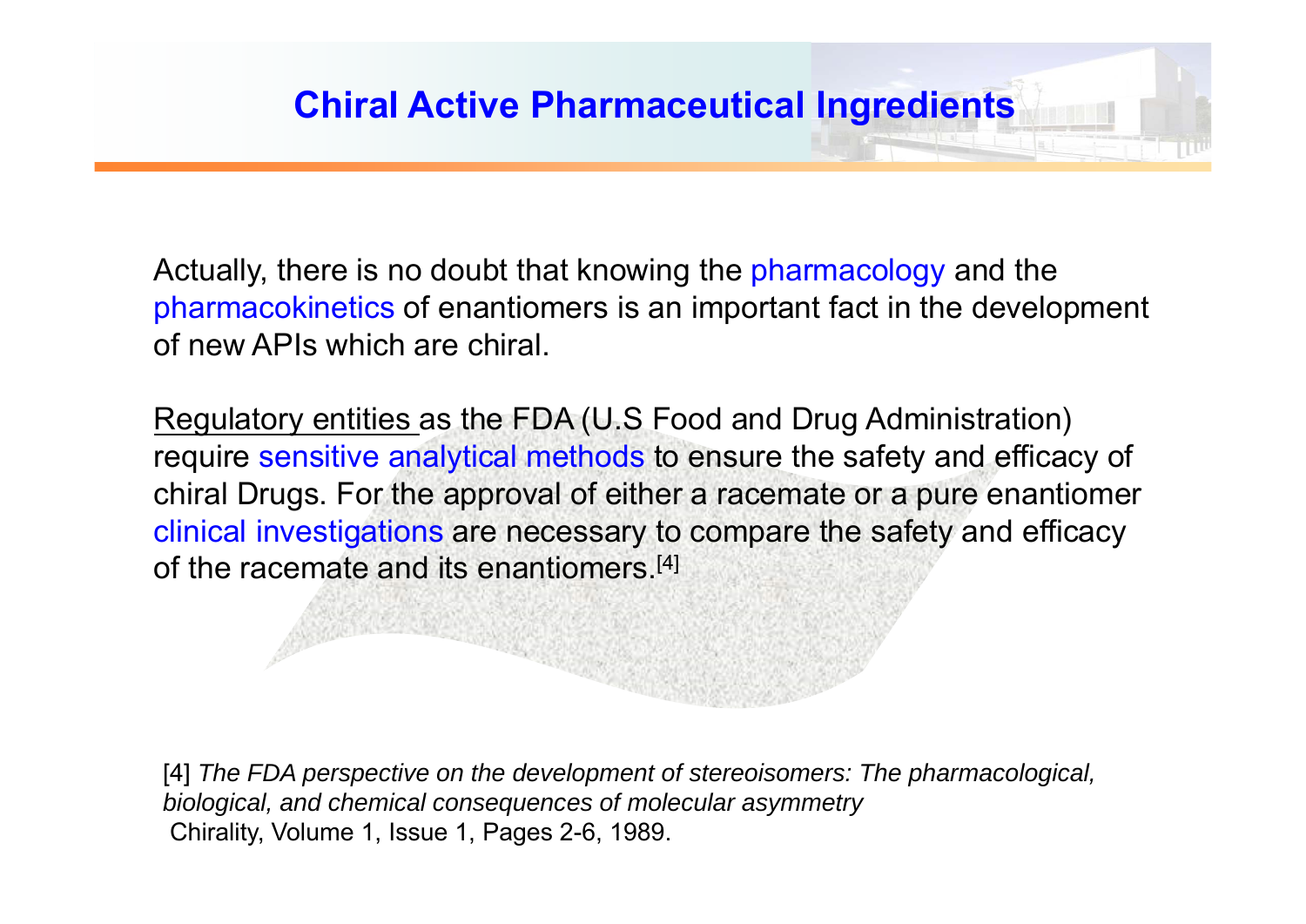# Chiral Active Pharmaceutical Ingredients

Actually, there is no doubt that knowing the pharmacology and the pharmacokinetics of enantiomers is an important fact in the development of new APIs which are chiral.

Regulatory entities as the FDA (U.S Food and Drug Administration) require sensitive analytical methods to ensure the safety and efficacy of chiral Drugs. For the approval of either a racemate or a pure enantiomer clinical investigations are necessary to compare the safety and efficacy of the racemate and its enantiomers.[4]

[4] *The FDA perspective on the development of stereoisomers: The pharmacological, biological, and chemical consequences of molecular asymmetry*
Chirality, Volume 1, Issue 1, Pages 2-6, 1989.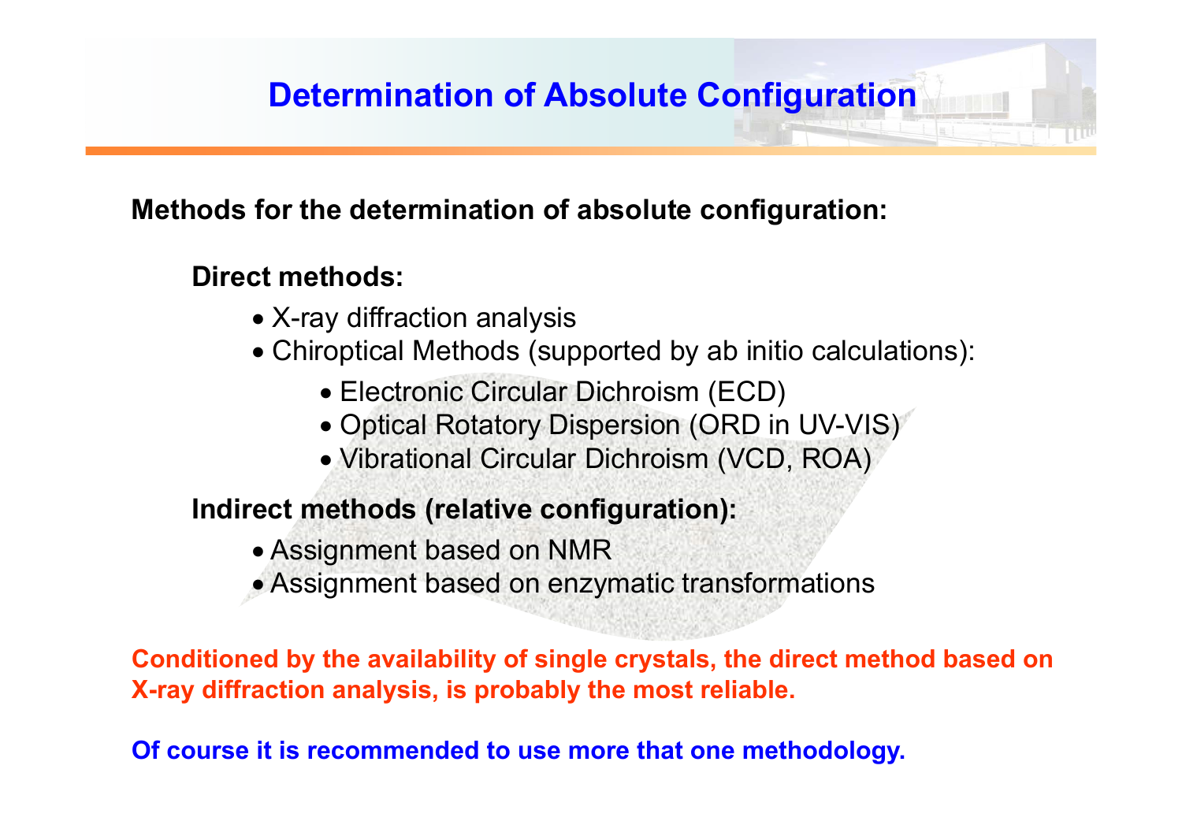# Determination of Absolute Configuration

**Methods for the determination of absolute configuration:**

**Direct methods:**

- X-ray diffraction analysis
- Chiroptical Methods (supported by ab initio calculations):
  - Electronic Circular Dichroism (ECD)
  - Optical Rotatory Dispersion (ORD in UV-VIS)
  - Vibrational Circular Dichroism (VCD, ROA)

**Indirect methods (relative configuration):**

- Assignment based on NMR
- Assignment based on enzymatic transformations

**Conditioned by the availability of single crystals, the direct method based on X-ray diffraction analysis, is probably the most reliable.**

**Of course it is recommended to use more that one methodology.**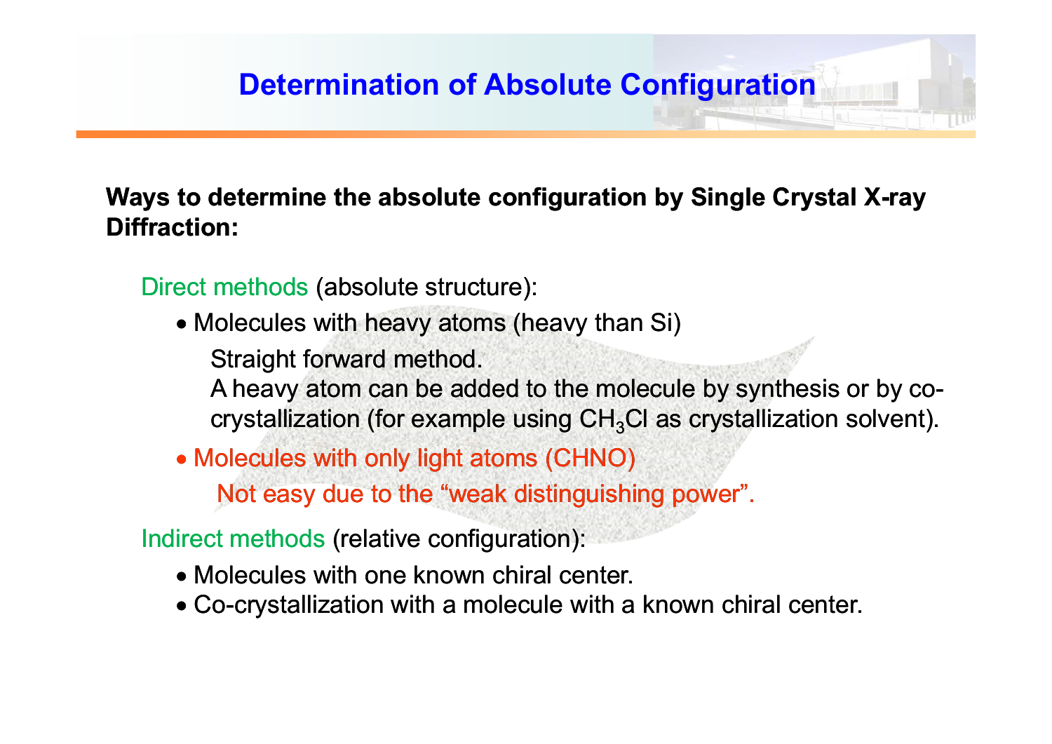# Determination of Absolute Configuration

**Ways to determine the absolute configuration by Single Crystal X-ray Diffraction:**

Direct methods (absolute structure):

- Molecules with heavy atoms (heavy than Si)

  Straight forward method.
  A heavy atom can be added to the molecule by synthesis or by co-crystallization (for example using $CH_3Cl$ as crystallization solvent).

- Molecules with only light atoms (CHNO)

  Not easy due to the “weak distinguishing power”.

Indirect methods (relative configuration):

- Molecules with one known chiral center.
- Co-crystallization with a molecule with a known chiral center.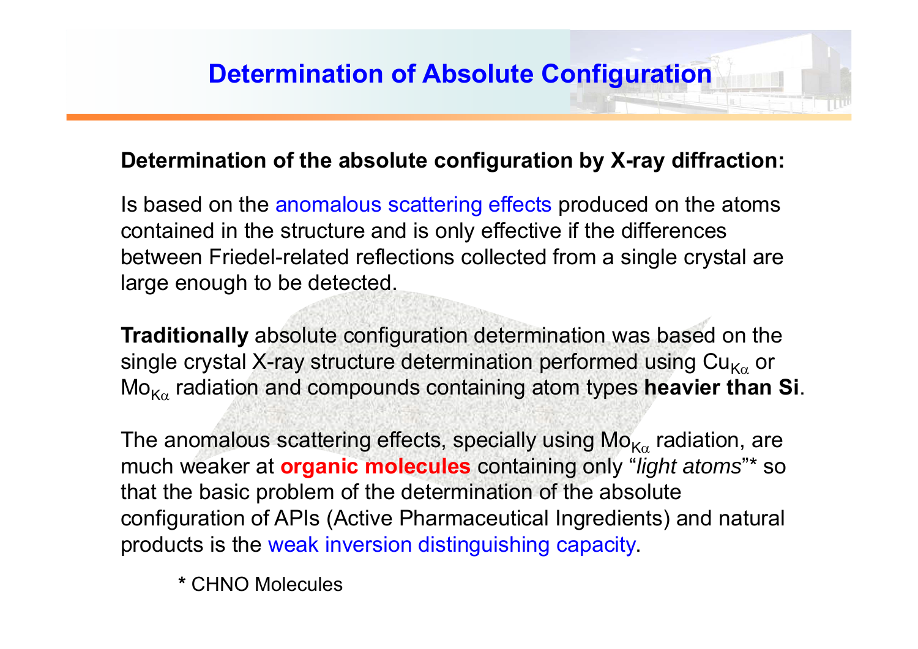# Determination of Absolute Configuration

**Determination of the absolute configuration by X-ray diffraction:**

Is based on the anomalous scattering effects produced on the atoms contained in the structure and is only effective if the differences between Friedel-related reflections collected from a single crystal are large enough to be detected.

**Traditionally** absolute configuration determination was based on the single crystal X-ray structure determination performed using $Cu_{K\alpha}$ or $Mo_{K\alpha}$ radiation and compounds containing atom types **heavier than Si**.

The anomalous scattering effects, specially using $Mo_{K\alpha}$ radiation, are much weaker at **organic molecules** containing only "*light atoms*"* so that the basic problem of the determination of the absolute configuration of APIs (Active Pharmaceutical Ingredients) and natural products is the weak inversion distinguishing capacity.

\* CHNO Molecules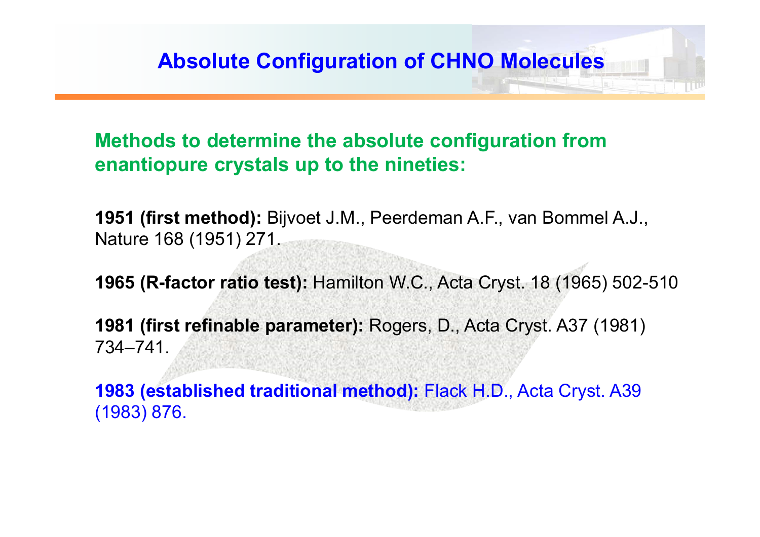# Absolute Configuration of CHNO Molecules

**Methods to determine the absolute configuration from enantiopure crystals up to the nineties:**

**1951 (first method):** Bijvoet J.M., Peerdeman A.F., van Bommel A.J., Nature 168 (1951) 271.

**1965 (R-factor ratio test):** Hamilton W.C., Acta Cryst. 18 (1965) 502-510

**1981 (first refinable parameter):** Rogers, D., Acta Cryst. A37 (1981) 734–741.

**1983 (established traditional method):** Flack H.D., Acta Cryst. A39 (1983) 876.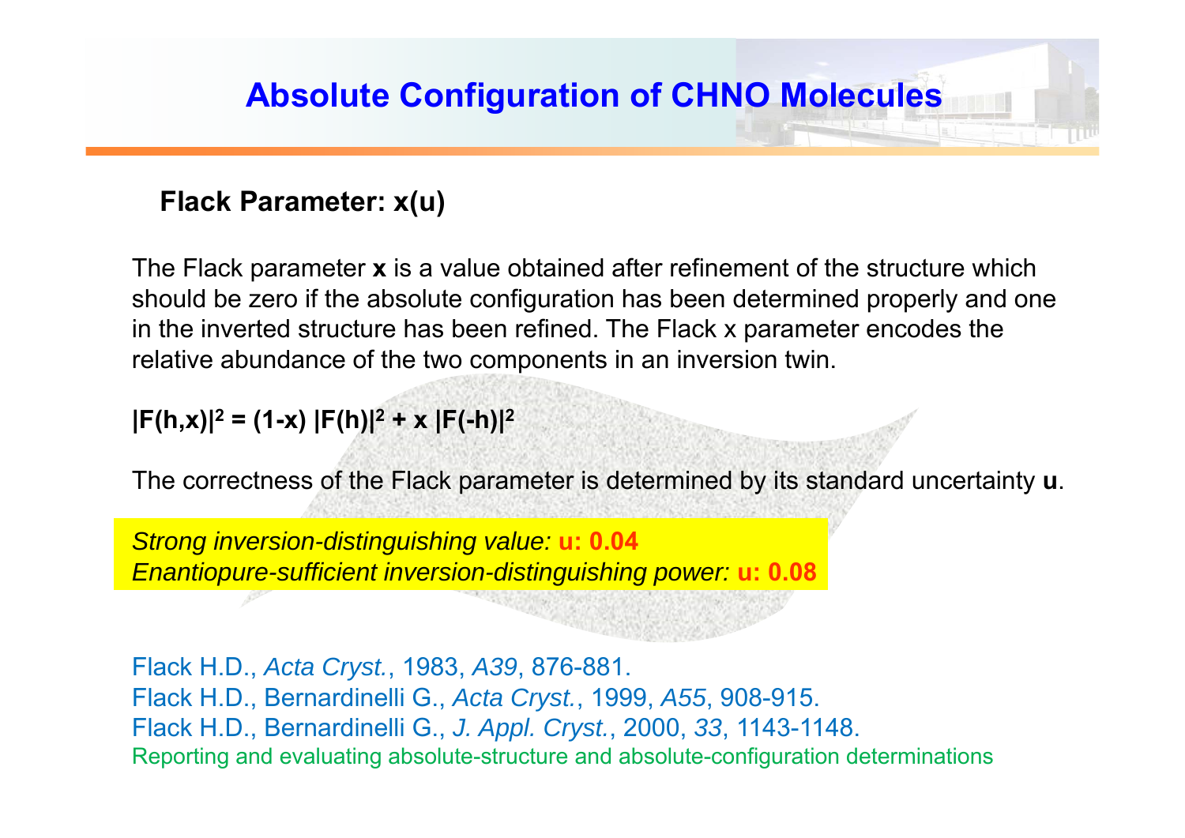# Absolute Configuration of CHNO Molecules

## Flack Parameter: x(u)

The Flack parameter **x** is a value obtained after refinement of the structure which should be zero if the absolute configuration has been determined properly and one in the inverted structure has been refined. The Flack x parameter encodes the relative abundance of the two components in an inversion twin.

$$|F(h,x)|^2 = (1-x)\,|F(h)|^2 + x\,|F(-h)|^2$$

The correctness of the Flack parameter is determined by its standard uncertainty **u**.

*Strong inversion-distinguishing value:* **u: 0.04**
*Enantiopure-sufficient inversion-distinguishing power:* **u: 0.08**

Flack H.D., *Acta Cryst.*, 1983, *A39*, 876-881.
Flack H.D., Bernardinelli G., *Acta Cryst.*, 1999, *A55*, 908-915.
Flack H.D., Bernardinelli G., *J. Appl. Cryst.*, 2000, *33*, 1143-1148.
Reporting and evaluating absolute-structure and absolute-configuration determinations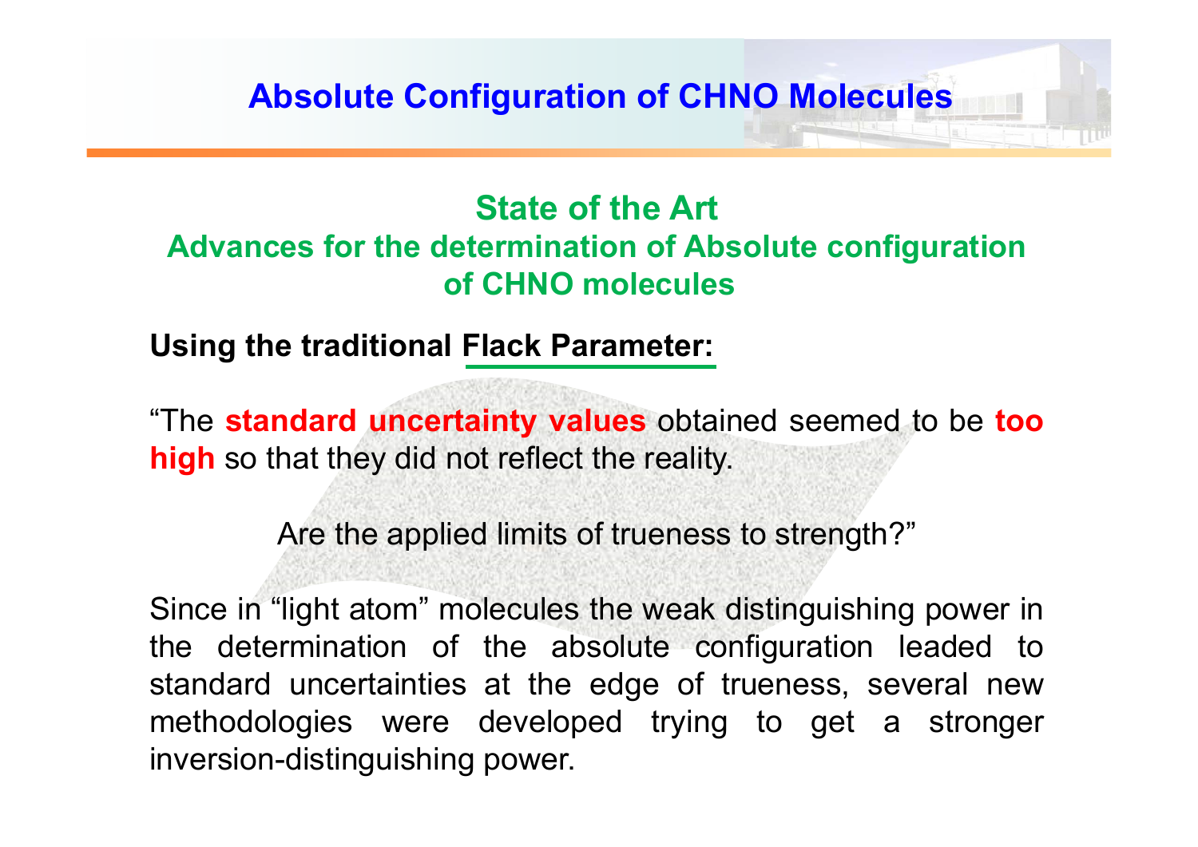# Absolute Configuration of CHNO Molecules

## State of the Art
### Advances for the determination of Absolute configuration of CHNO molecules

**Using the traditional Flack Parameter:**

“The **standard uncertainty values** obtained seemed to be **too high** so that they did not reflect the reality.

Are the applied limits of trueness to strength?”

Since in “light atom” molecules the weak distinguishing power in the determination of the absolute configuration leaded to standard uncertainties at the edge of trueness, several new methodologies were developed trying to get a stronger inversion-distinguishing power.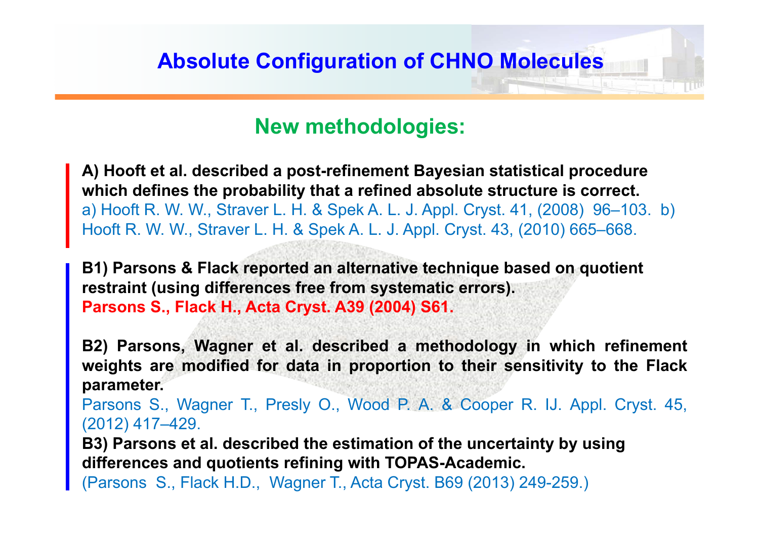# Absolute Configuration of CHNO Molecules

## New methodologies:

**A) Hooft et al. described a post-refinement Bayesian statistical procedure which defines the probability that a refined absolute structure is correct.**
a) Hooft R. W. W., Straver L. H. & Spek A. L. J. Appl. Cryst. 41, (2008) 96–103. b) Hooft R. W. W., Straver L. H. & Spek A. L. J. Appl. Cryst. 43, (2010) 665–668.

**B1) Parsons & Flack reported an alternative technique based on quotient restraint (using differences free from systematic errors).**
**Parsons S., Flack H., Acta Cryst. A39 (2004) S61.**

**B2) Parsons, Wagner et al. described a methodology in which refinement weights are modified for data in proportion to their sensitivity to the Flack parameter.**
Parsons S., Wagner T., Presly O., Wood P. A. & Cooper R. IJ. Appl. Cryst. 45, (2012) 417–429.

**B3) Parsons et al. described the estimation of the uncertainty by using differences and quotients refining with TOPAS-Academic.**
(Parsons S., Flack H.D., Wagner T., Acta Cryst. B69 (2013) 249-259.)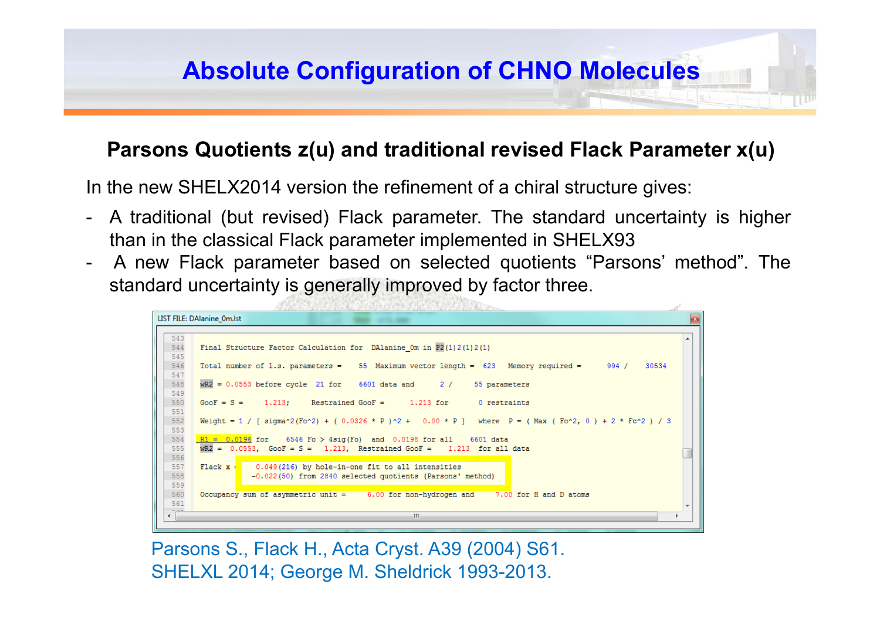# Absolute Configuration of CHNO Molecules

## Parsons Quotients z(u) and traditional revised Flack Parameter x(u)

In the new SHELX2014 version the refinement of a chiral structure gives:

- A traditional (but revised) Flack parameter. The standard uncertainty is higher than in the classical Flack parameter implemented in SHELX93
- A new Flack parameter based on selected quotients "Parsons' method". The standard uncertainty is generally improved by factor three.

LIST FILE: DAlanine_0m.lst

```
543
544  Final Structure Factor Calculation for  DAlanine_0m in P2(1)2(1)2(1)
545
546  Total number of l.s. parameters =   55  Maximum vector length =  623   Memory required =    994 /    30534
547
548  wR2 = 0.0553 before cycle  21 for    6601 data and     2 /     55 parameters
549
550  GooF = S =     1.213;     Restrained GooF =      1.213 for      0 restraints
551
552  Weight = 1 / [ sigma^2(Fo^2) + ( 0.0326 * P )^2 +   0.00 * P ]   where  P = ( Max ( Fo^2, 0 ) + 2 * Fc^2 ) / 3
553
554  R1 =  0.0196 for    6546 Fo > 4sig(Fo)  and  0.0198 for all    6601 data
555  wR2 =  0.0553,  GooF = S =   1.213,  Restrained GooF =    1.213  for all data
556
557  Flack x =   0.049(216) by hole-in-one fit to all intensities
558             -0.022(50) from 2840 selected quotients (Parsons' method)
559
560  Occupancy sum of asymmetric unit =     6.00 for non-hydrogen and    7.00 for H and D atoms
561
```

Parsons S., Flack H., Acta Cryst. A39 (2004) S61.
SHELXL 2014; George M. Sheldrick 1993-2013.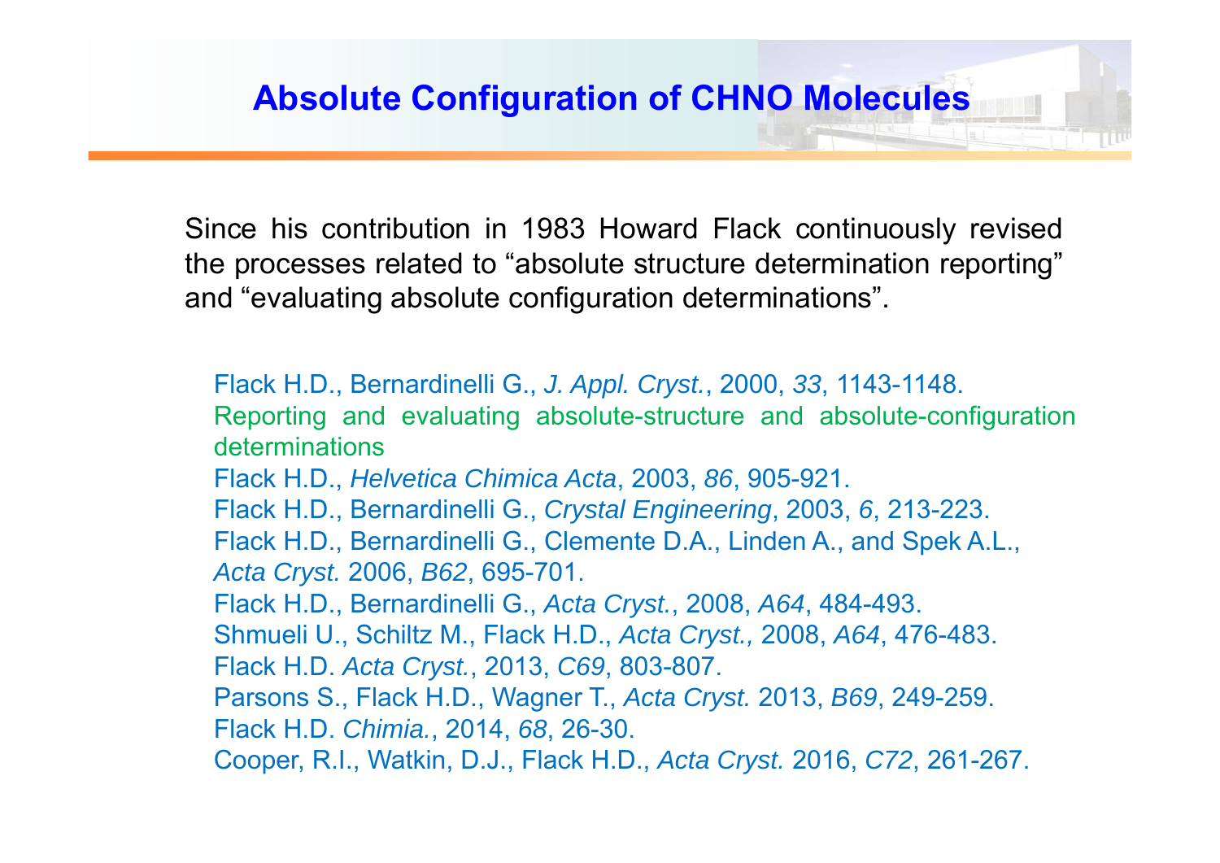# Absolute Configuration of CHNO Molecules

Since his contribution in 1983 Howard Flack continuously revised the processes related to "absolute structure determination reporting" and "evaluating absolute configuration determinations".

Flack H.D., Bernardinelli G., *J. Appl. Cryst.*, 2000, *33*, 1143-1148.
Reporting and evaluating absolute-structure and absolute-configuration determinations
Flack H.D., *Helvetica Chimica Acta*, 2003, *86*, 905-921.
Flack H.D., Bernardinelli G., *Crystal Engineering*, 2003, *6*, 213-223.
Flack H.D., Bernardinelli G., Clemente D.A., Linden A., and Spek A.L., *Acta Cryst.* 2006, *B62*, 695-701.
Flack H.D., Bernardinelli G., *Acta Cryst.*, 2008, *A64*, 484-493.
Shmueli U., Schiltz M., Flack H.D., *Acta Cryst.,* 2008, *A64*, 476-483.
Flack H.D. *Acta Cryst.*, 2013, *C69*, 803-807.
Parsons S., Flack H.D., Wagner T., *Acta Cryst.* 2013, *B69*, 249-259.
Flack H.D. *Chimia.*, 2014, *68*, 26-30.
Cooper, R.I., Watkin, D.J., Flack H.D., *Acta Cryst.* 2016, *C72*, 261-267.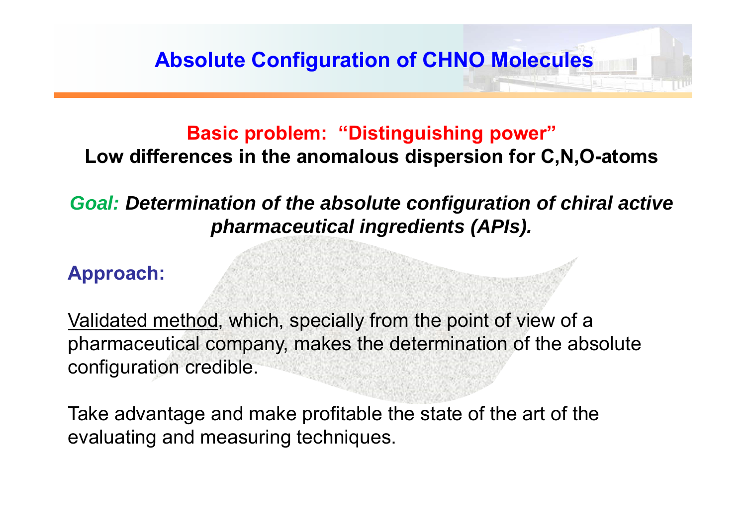# Absolute Configuration of CHNO Molecules

**Basic problem: "Distinguishing power"**

**Low differences in the anomalous dispersion for C,N,O-atoms**

***Goal:* *Determination of the absolute configuration of chiral active pharmaceutical ingredients (APIs).***

**Approach:**

<u>Validated method</u>, which, specially from the point of view of a pharmaceutical company, makes the determination of the absolute configuration credible.

Take advantage and make profitable the state of the art of the evaluating and measuring techniques.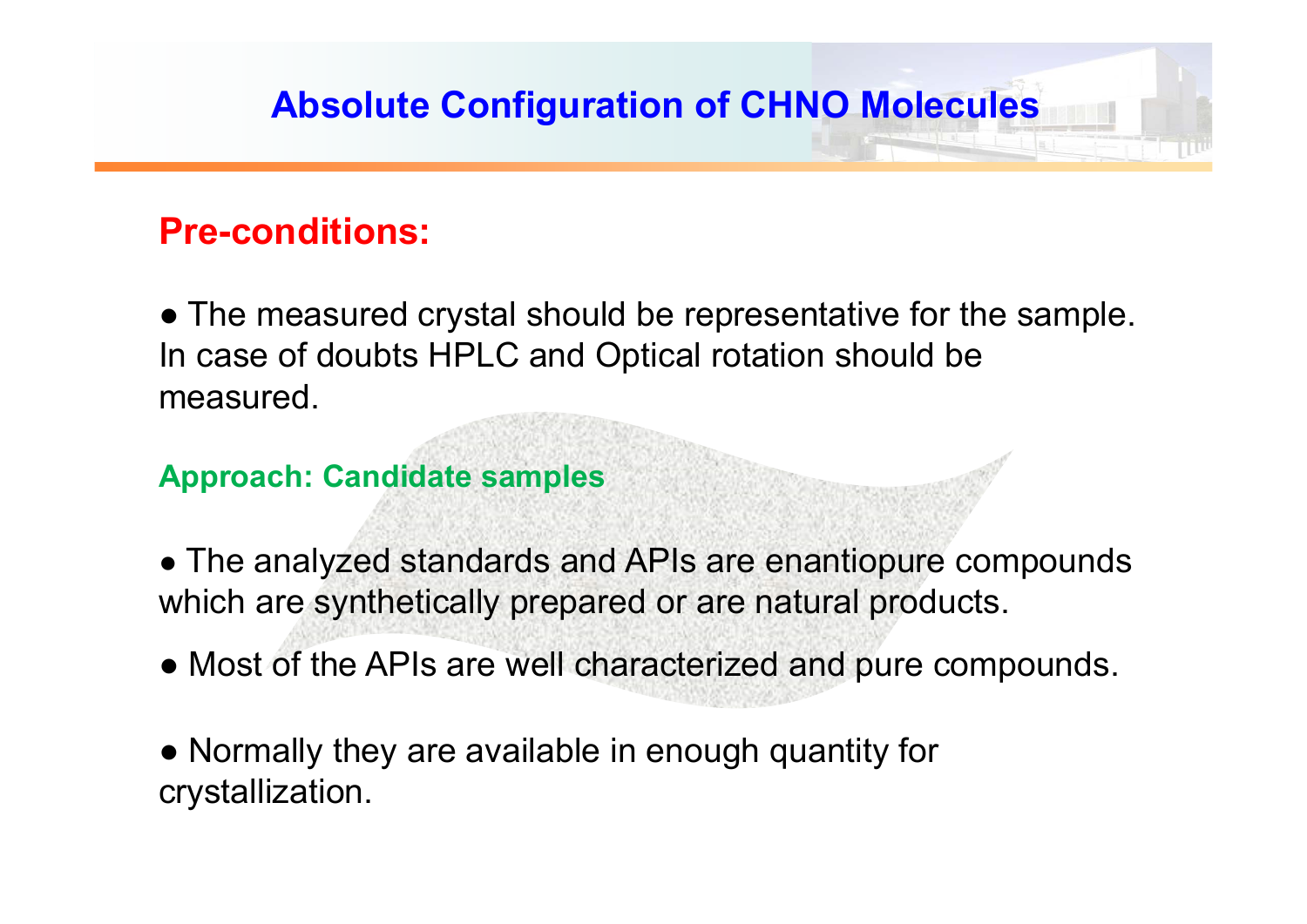# Absolute Configuration of CHNO Molecules

## Pre-conditions:

● The measured crystal should be representative for the sample. In case of doubts HPLC and Optical rotation should be measured.

### Approach: Candidate samples

● The analyzed standards and APIs are enantiopure compounds which are synthetically prepared or are natural products.

● Most of the APIs are well characterized and pure compounds.

● Normally they are available in enough quantity for crystallization.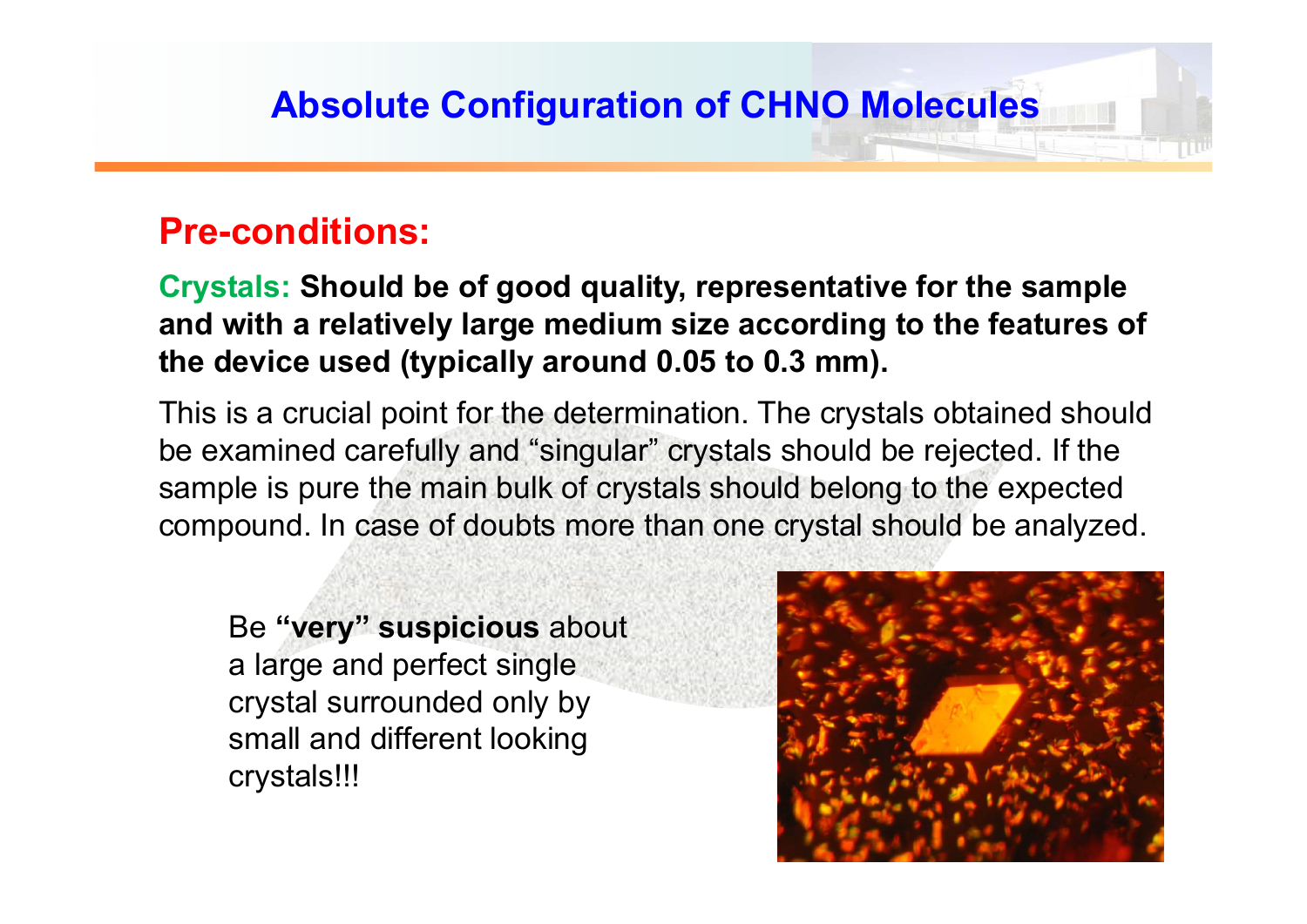# Absolute Configuration of CHNO Molecules

## Pre-conditions:

**Crystals: Should be of good quality, representative for the sample and with a relatively large medium size according to the features of the device used (typically around 0.05 to 0.3 mm).**

This is a crucial point for the determination. The crystals obtained should be examined carefully and “singular” crystals should be rejected. If the sample is pure the main bulk of crystals should belong to the expected compound. In case of doubts more than one crystal should be analyzed.

Be **“very” suspicious** about a large and perfect single crystal surrounded only by small and different looking crystals!!!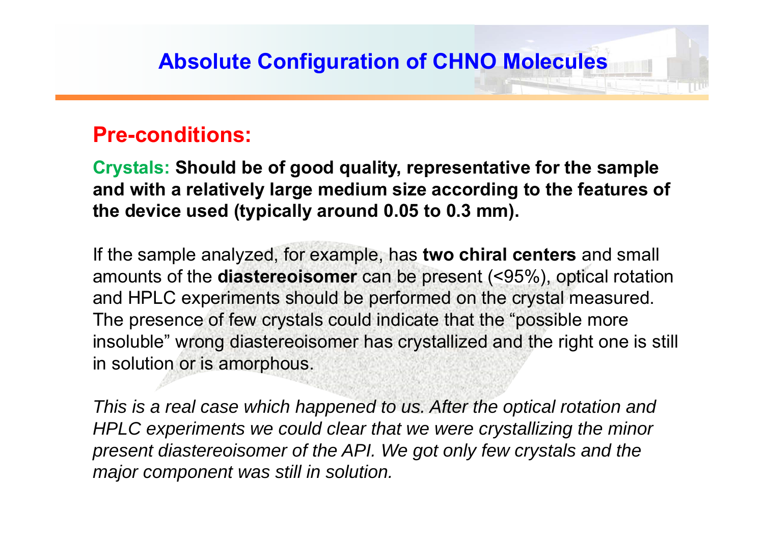# Absolute Configuration of CHNO Molecules

## Pre-conditions:

**Crystals: Should be of good quality, representative for the sample and with a relatively large medium size according to the features of the device used (typically around 0.05 to 0.3 mm).**

If the sample analyzed, for example, has **two chiral centers** and small amounts of the **diastereoisomer** can be present (<95%), optical rotation and HPLC experiments should be performed on the crystal measured. The presence of few crystals could indicate that the "possible more insoluble" wrong diastereoisomer has crystallized and the right one is still in solution or is amorphous.

*This is a real case which happened to us. After the optical rotation and HPLC experiments we could clear that we were crystallizing the minor present diastereoisomer of the API. We got only few crystals and the major component was still in solution.*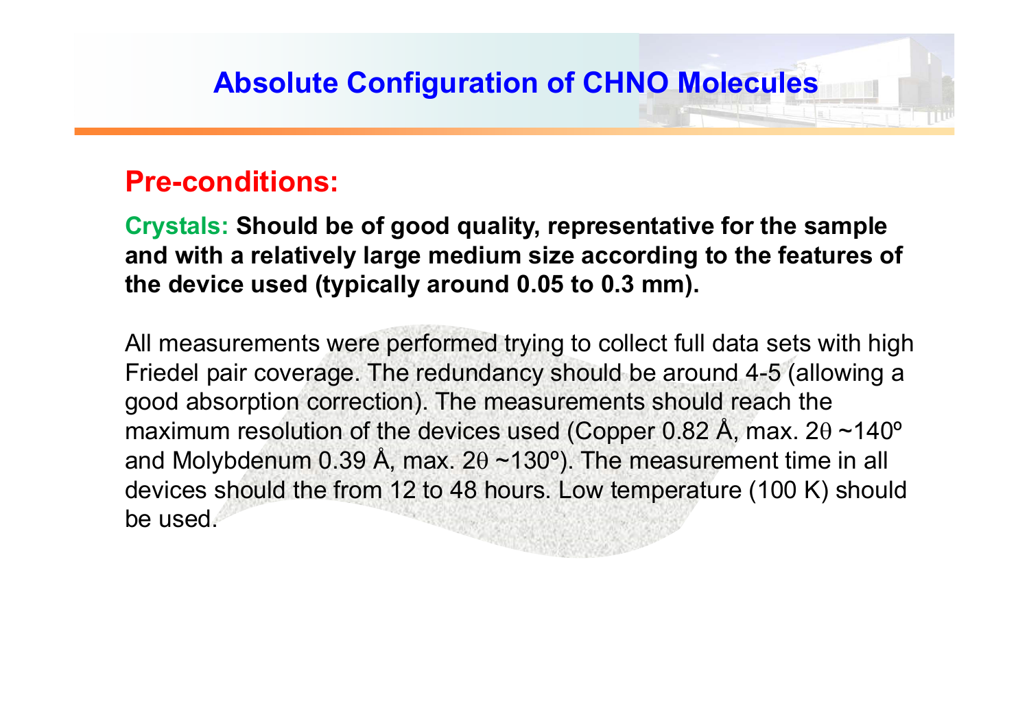# Absolute Configuration of CHNO Molecules

## Pre-conditions:

**Crystals: Should be of good quality, representative for the sample and with a relatively large medium size according to the features of the device used (typically around 0.05 to 0.3 mm).**

All measurements were performed trying to collect full data sets with high Friedel pair coverage. The redundancy should be around 4-5 (allowing a good absorption correction). The measurements should reach the maximum resolution of the devices used (Copper 0.82 Å, max. $2\theta$ ~140º and Molybdenum 0.39 Å, max. $2\theta$ ~130º). The measurement time in all devices should the from 12 to 48 hours. Low temperature (100 K) should be used.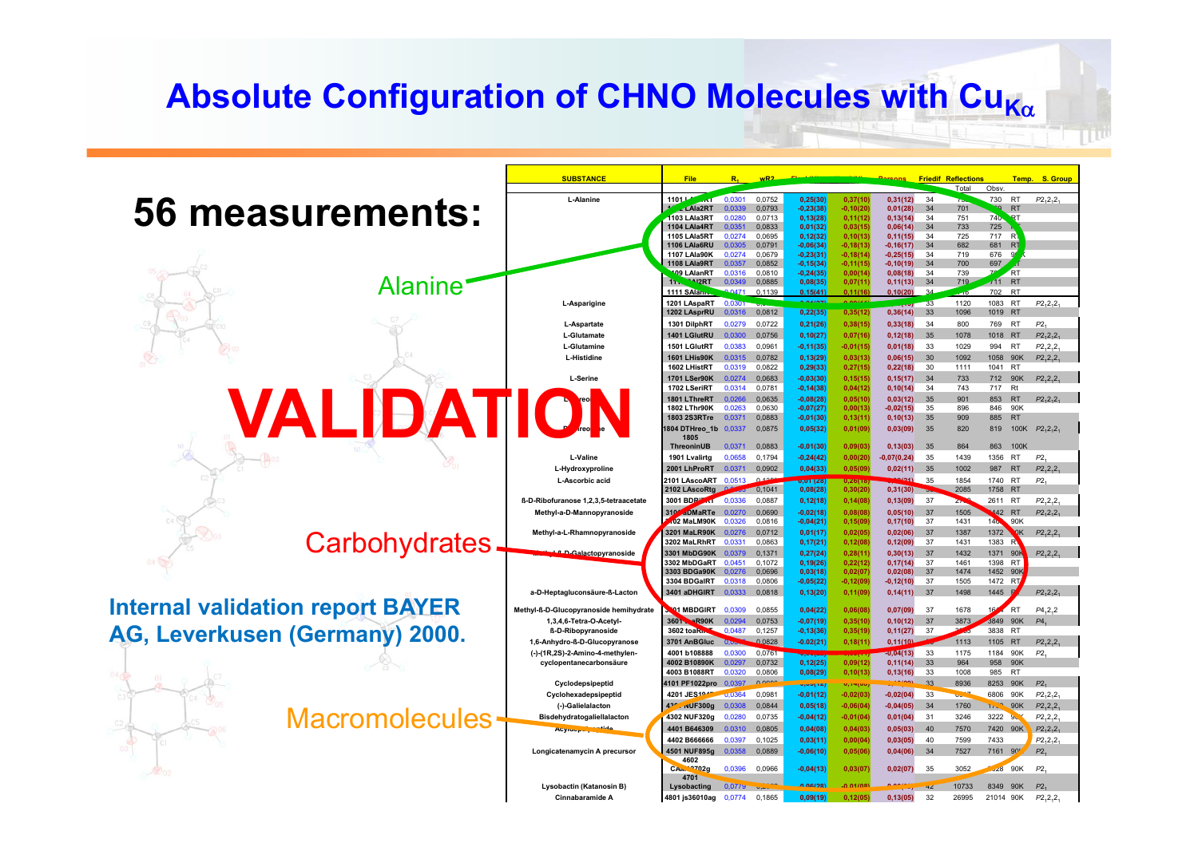# Absolute Configuration of CHNO Molecules with $Cu_{K\alpha}$

## 56 measurements:

Alanine

Carbohydrates

Macromolecules

**VALIDATION**

**Internal validation report BAYER AG, Leverkusen (Germany) 2000.**

| SUBSTANCE | File | $R_1$ | wR2 | Flack | Hooft | Parsons | Friedif | Reflections Total | Obsv. | Temp. | S. Group |
|---|---|---|---|---|---|---|---|---|---|---|---|
| L-Alanine | 1101 LAla1RT | 0,0301 | 0,0752 | 0,25(30) | 0,37(10) | 0,31(12) | 34 | | 730 | RT | $P2_12_12_1$ |
| | 1102 LAla2RT | 0,0339 | 0,0793 | -0,23(38) | -0,10(20) | 0,01(28) | 34 | 701 | | RT | |
| | 1103 LAla3RT | 0,0280 | 0,0713 | 0,13(28) | 0,11(12) | 0,13(14) | 34 | 751 | 740 | RT | |
| | 1104 LAla4RT | 0,0351 | 0,0833 | 0,01(32) | 0,03(15) | 0,06(14) | 34 | 733 | 725 | | |
| | 1105 LAla5RT | 0,0274 | 0,0695 | 0,12(32) | 0,10(13) | 0,11(15) | 34 | 725 | 717 | RT | |
| | 1106 LAla6RU | 0,0305 | 0,0791 | -0,06(34) | -0,18(13) | -0,16(17) | 34 | 682 | 681 | RT | |
| | 1107 LAla90K | 0,0274 | 0,0679 | -0,23(31) | -0,18(14) | -0,25(15) | 34 | 719 | 676 | 90K | |
| | 1108 LAla9RT | 0,0357 | 0,0852 | -0,15(34) | -0,11(15) | -0,10(19) | 34 | 700 | 697 | RT | |
| | 1109 LAlanRT | 0,0316 | 0,0810 | -0,24(35) | 0,00(14) | 0,08(18) | 34 | 739 | | RT | |
| | 1110 LAl2RT | 0,0349 | 0,0885 | 0,08(35) | 0,07(11) | 0,11(13) | 34 | 719 | 711 | RT | |
| | 1111 SAlanRT | 0,0471 | 0,1139 | 0,15(41) | 0,11(16) | 0,10(20) | 34 | | 702 | RT | |
| L-Asparagine | 1201 LAspaRT | 0,0301 | | | | | 33 | 1120 | 1083 | RT | $P2_12_12_1$ |
| | 1202 LAsprRU | 0,0316 | 0,0812 | 0,22(35) | 0,35(12) | 0,36(14) | 33 | 1096 | 1019 | RT | |
| L-Aspartate | 1301 DilphRT | 0,0279 | 0,0722 | 0,21(26) | 0,38(15) | 0,33(18) | 34 | 800 | 769 | RT | $P2_1$ |
| L-Glutamate | 1401 LGlutRU | 0,0300 | 0,0756 | 0,10(27) | 0,07(16) | 0,12(18) | 35 | 1078 | 1018 | RT | $P2_12_12_1$ |
| L-Glutamine | 1501 LGlutRT | 0,0383 | 0,0961 | -0,11(35) | -0,01(15) | 0,01(18) | 33 | 1029 | 994 | RT | $P2_12_12_1$ |
| L-Histidine | 1601 LHis90K | 0,0315 | 0,0782 | 0,13(29) | 0,03(13) | 0,06(15) | 30 | 1092 | 1058 | 90K | $P2_12_12_1$ |
| | 1602 LHistRT | 0,0319 | 0,0822 | 0,29(33) | 0,27(15) | 0,22(18) | 30 | 1111 | 1041 | RT | |
| L-Serine | 1701 LSer90K | 0,0274 | 0,0683 | -0,03(30) | 0,15(15) | 0,15(17) | 34 | 733 | 712 | 90K | $P2_12_12_1$ |
| | 1702 LSeriRT | 0,0314 | 0,0781 | -0,14(38) | 0,04(12) | 0,10(14) | 34 | 743 | 717 | Rt | |
| L-Threonine | 1801 LThreRT | 0,0266 | 0,0635 | -0,08(28) | 0,05(10) | 0,03(12) | 35 | 901 | 853 | RT | $P2_12_12_1$ |
| | 1802 LThr90K | 0,0263 | 0,0630 | -0,07(27) | 0,00(13) | -0,02(15) | 35 | 896 | 846 | 90K | |
| | 1803 2S3RTre | 0,0371 | 0,0883 | -0,01(30) | 0,13(11) | 0,10(13) | 35 | 909 | 885 | RT | |
| D-Threonine | 1804 DTHreo_1b | 0,0337 | 0,0875 | 0,05(32) | 0,01(09) | 0,03(09) | 35 | 820 | 819 | 100K | $P2_12_12_1$ |
| | 1805 ThreoninUB | 0,0371 | 0,0883 | -0,01(30) | 0,09(03) | 0,13(03) | 35 | 864 | 863 | 100K | |
| L-Valine | 1901 Lvalirtg | 0,0658 | 0,1794 | -0,24(42) | 0,00(20) | -0,07(0,24) | 35 | 1439 | 1356 | RT | $P2_1$ |
| L-Hydroxyproline | 2001 LhProRT | 0,0371 | 0,0902 | 0,04(33) | 0,05(09) | 0,02(11) | 35 | 1002 | 987 | RT | $P2_12_12_1$ |
| L-Ascorbic acid | 2101 LAscoART | 0,0513 | | 0,01(28) | 0,26(18) | | 35 | 1854 | 1740 | RT | $P2_1$ |
| | 2102 LAscoRtg | | 0,1041 | 0,08(28) | 0,30(20) | 0,31(30) | | 2085 | 1758 | RT | |
| ß-D-Ribofuranose 1,2,3,5-tetraacetate | 3001 BDRibRT | 0,0336 | 0,0887 | 0,12(18) | 0,14(08) | 0,13(09) | 37 | | 2611 | RT | $P2_12_12_1$ |
| Methyl-a-D-Mannopyranoside | 3101 MDMaRTe | 0,0270 | 0,0690 | -0,02(18) | 0,08(08) | 0,05(10) | 37 | 1505 | 1442 | RT | $P2_12_12_1$ |
| | 3102 MaLM90K | 0,0326 | 0,0816 | -0,04(21) | 0,15(09) | 0,17(10) | 37 | 1431 | 1403 | 90K | |
| Methyl-a-L-Rhamnopyranoside | 3201 MaLR90K | 0,0276 | 0,0712 | 0,01(17) | 0,02(05) | 0,02(06) | 37 | 1387 | 1372 | 90K | $P2_12_12_1$ |
| | 3202 MaLRhRT | 0,0331 | 0,0863 | 0,17(21) | 0,12(08) | 0,12(09) | 37 | 1431 | 1383 | RT | |
| Methyl-ß-D-Galactopyranoside | 3301 MbDG90K | 0,0379 | 0,1371 | 0,27(24) | 0,28(11) | 0,30(13) | 37 | 1432 | 1371 | 90K | $P2_12_12_1$ |
| | 3302 MbDGaRT | 0,0451 | 0,1072 | 0,19(26) | 0,22(12) | 0,17(14) | 37 | 1461 | 1398 | RT | |
| | 3303 BDGa90K | 0,0276 | 0,0696 | 0,03(18) | 0,02(07) | 0,02(08) | 37 | 1474 | 1452 | 90K | |
| | 3304 BDGalRT | 0,0318 | 0,0806 | -0,05(22) | -0,12(09) | -0,12(10) | 37 | 1505 | 1472 | RT | |
| a-D-Heptagluconsäure-ß-Lacton | 3401 aDHGIRT | 0,0333 | 0,0818 | 0,13(20) | 0,11(09) | 0,14(11) | 37 | 1498 | 1445 | RT | $P2_12_12_1$ |
| Methyl-ß-D-Glucopyranoside hemihydrate | 3501 MBDGIRT | 0,0309 | 0,0855 | 0,04(22) | 0,06(08) | 0,07(09) | 37 | 1678 | 1641 | RT | $P4_12_12$ |
| 1,3,4,6-Tetra-O-Acetyl- | 3601 ...R90K | 0,0294 | 0,0753 | -0,07(19) | 0,35(10) | 0,10(12) | 37 | 3873 | 3849 | 90K | $P4_1$ |
| ß-D-Ribopyranoside | 3602 toaRi... | 0,0487 | 0,1257 | -0,13(36) | 0,35(19) | 0,11(27) | 37 | | 3838 | RT | |
| 1,6-Anhydro-ß-D-Glucopyranose | 3701 AnBGluc | | 0,0828 | -0,02(21) | 0,18(11) | 0,11(10) | | 1113 | 1105 | RT | $P2_12_12_1$ |
| (-)-(1R,2S)-2-Amino-4-methylen- | 4001 b108888 | 0,0300 | 0,0761 | | | -0,04(13) | 33 | 1175 | 1184 | 90K | $P2_1$ |
| cyclopentancarbonsäure | 4002 B10890K | 0,0297 | 0,0732 | 0,12(25) | 0,09(12) | 0,11(14) | 33 | 964 | 958 | 90K | |
| | 4003 B1088RT | 0,0320 | 0,0806 | 0,08(29) | 0,10(13) | 0,13(16) | 33 | 1008 | 985 | RT | |
| Cyclodepsipeptid | 4101 PF1022pro | 0,0397 | | | | | 33 | 8936 | 8253 | 90K | $P2_1$ |
| Cyclohexadepsipeptid | 4201 JES19... | 0,0364 | 0,0981 | -0,01(12) | -0,02(03) | -0,02(04) | 33 | | 6806 | 90K | $P2_12_12_1$ |
| (-)-Galielalacton | 4301 NUF300g | 0,0308 | 0,0844 | 0,05(18) | -0,06(04) | -0,04(05) | 34 | 1760 | | 90K | $P2_12_12_1$ |
| Bisdehydratogaliellalacton | 4302 NUF320g | 0,0280 | 0,0735 | -0,04(12) | -0,01(04) | 0,01(04) | 31 | 3246 | 3222 | 90K | $P2_12_12_1$ |
| Acyldepsipeptide | 4401 B646309 | 0,0310 | 0,0805 | 0,04(08) | 0,04(03) | 0,05(03) | 40 | 7570 | 7420 | 90K | $P2_12_12_1$ |
| | 4402 B666666 | 0,0397 | 0,1025 | 0,03(11) | 0,00(04) | 0,03(05) | 40 | 7599 | 7433 | | $P2_12_12_1$ |
| Longicatenamycin A precursor | 4501 NUF895g | 0,0358 | 0,0889 | -0,06(10) | 0,05(06) | 0,04(06) | 34 | 7527 | 7161 | 90K | $P2_1$ |
| | 4602 CA...702g | 0,0396 | 0,0966 | -0,04(13) | 0,03(07) | 0,02(07) | 35 | 3052 | 3028 | 90K | $P2_1$ |
| Lysobactin (Katanosin B) | 4701 Lysobacting | 0,0779 | | 0,06(28) | -0,01(08) | | 42 | 10733 | 8349 | 90K | $P2_1$ |
| Cinnabaramide A | 4801 js36010ag | 0,0774 | 0,1865 | 0,09(19) | 0,12(05) | 0,13(05) | 32 | 26995 | 21014 | 90K | $P2_12_12_1$ |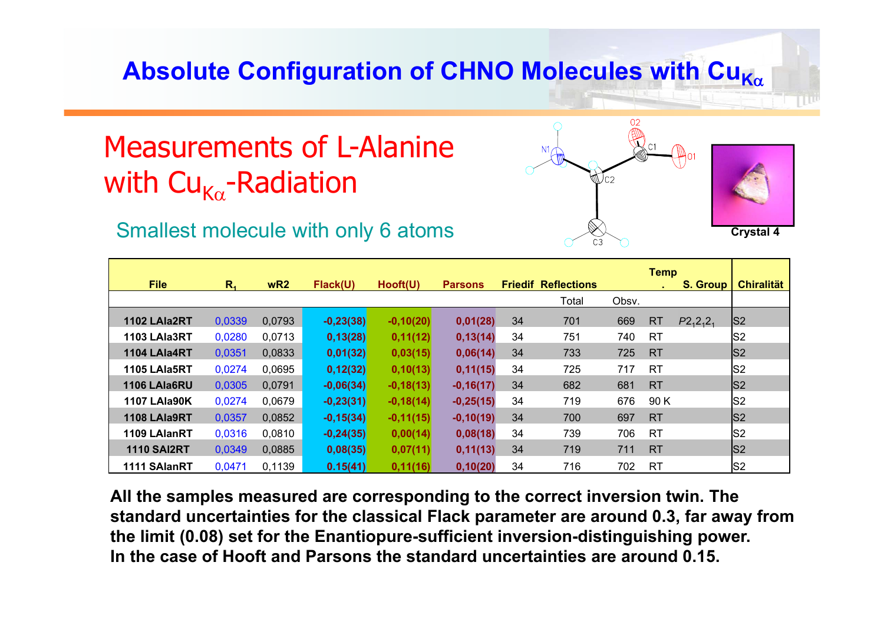# Absolute Configuration of CHNO Molecules with $Cu_{K\alpha}$

## Measurements of L-Alanine with $Cu_{K\alpha}$-Radiation

Smallest molecule with only 6 atoms

Crystal 4

| File | $R_1$ | wR2 | Flack(U) | Hooft(U) | Parsons | Friedif | Reflections | | Temp. | S. Group | Chiralität |
|---|---|---|---|---|---|---|---|---|---|---|---|
| | | | | | | | Total | Obsv. | | | |
| 1102 LAla2RT | 0,0339 | 0,0793 | -0,23(38) | -0,10(20) | 0,01(28) | 34 | 701 | 669 | RT | $P2_12_12_1$ | S2 |
| 1103 LAla3RT | 0,0280 | 0,0713 | 0,13(28) | 0,11(12) | 0,13(14) | 34 | 751 | 740 | RT | | S2 |
| 1104 LAla4RT | 0,0351 | 0,0833 | 0,01(32) | 0,03(15) | 0,06(14) | 34 | 733 | 725 | RT | | S2 |
| 1105 LAla5RT | 0,0274 | 0,0695 | 0,12(32) | 0,10(13) | 0,11(15) | 34 | 725 | 717 | RT | | S2 |
| 1106 LAla6RU | 0,0305 | 0,0791 | -0,06(34) | -0,18(13) | -0,16(17) | 34 | 682 | 681 | RT | | S2 |
| 1107 LAla90K | 0,0274 | 0,0679 | -0,23(31) | -0,18(14) | -0,25(15) | 34 | 719 | 676 | 90 K | | S2 |
| 1108 LAla9RT | 0,0357 | 0,0852 | -0,15(34) | -0,11(15) | -0,10(19) | 34 | 700 | 697 | RT | | S2 |
| 1109 LAlanRT | 0,0316 | 0,0810 | -0,24(35) | 0,00(14) | 0,08(18) | 34 | 739 | 706 | RT | | S2 |
| 1110 SAl2RT | 0,0349 | 0,0885 | 0,08(35) | 0,07(11) | 0,11(13) | 34 | 719 | 711 | RT | | S2 |
| 1111 SAlanRT | 0,0471 | 0,1139 | 0.15(41) | 0,11(16) | 0,10(20) | 34 | 716 | 702 | RT | | S2 |

**All the samples measured are corresponding to the correct inversion twin. The standard uncertainties for the classical Flack parameter are around 0.3, far away from the limit (0.08) set for the Enantiopure-sufficient inversion-distinguishing power. In the case of Hooft and Parsons the standard uncertainties are around 0.15.**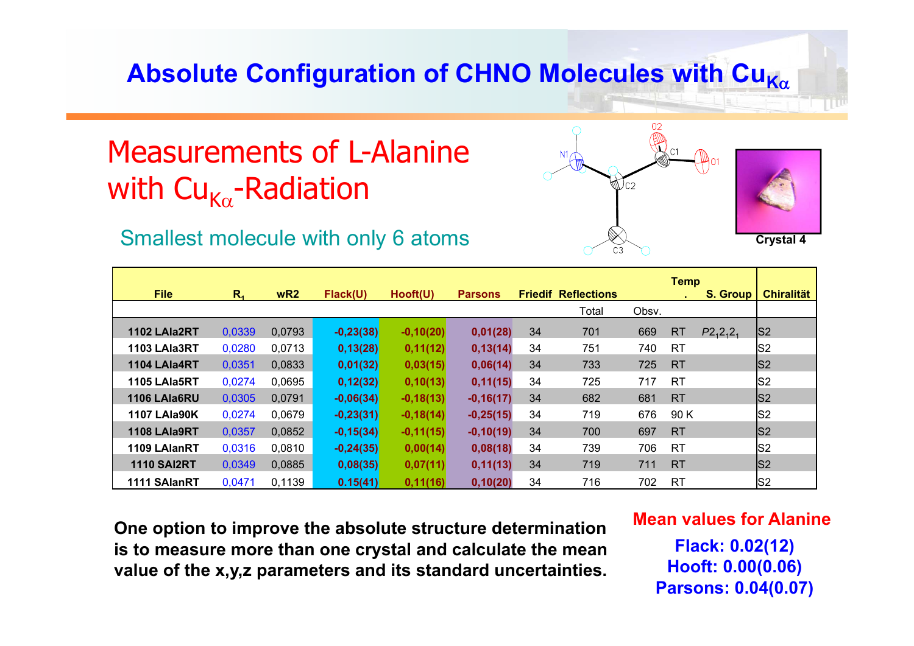# Absolute Configuration of CHNO Molecules with $Cu_{K\alpha}$

## Measurements of L-Alanine with $Cu_{K\alpha}$-Radiation

Smallest molecule with only 6 atoms

Crystal 4

| File | $R_1$ | wR2 | Flack(U) | Hooft(U) | Parsons | Friedif | Reflections Total | Obsv. | Temp. | S. Group | Chiralität |
|---|---|---|---|---|---|---|---|---|---|---|---|
| 1102 LAla2RT | 0,0339 | 0,0793 | -0,23(38) | -0,10(20) | 0,01(28) | 34 | 701 | 669 | RT | $P2_12_12_1$ | S2 |
| 1103 LAla3RT | 0,0280 | 0,0713 | 0,13(28) | 0,11(12) | 0,13(14) | 34 | 751 | 740 | RT | | S2 |
| 1104 LAla4RT | 0,0351 | 0,0833 | 0,01(32) | 0,03(15) | 0,06(14) | 34 | 733 | 725 | RT | | S2 |
| 1105 LAla5RT | 0,0274 | 0,0695 | 0,12(32) | 0,10(13) | 0,11(15) | 34 | 725 | 717 | RT | | S2 |
| 1106 LAla6RU | 0,0305 | 0,0791 | -0,06(34) | -0,18(13) | -0,16(17) | 34 | 682 | 681 | RT | | S2 |
| 1107 LAla90K | 0,0274 | 0,0679 | -0,23(31) | -0,18(14) | -0,25(15) | 34 | 719 | 676 | 90 K | | S2 |
| 1108 LAla9RT | 0,0357 | 0,0852 | -0,15(34) | -0,11(15) | -0,10(19) | 34 | 700 | 697 | RT | | S2 |
| 1109 LAlanRT | 0,0316 | 0,0810 | -0,24(35) | 0,00(14) | 0,08(18) | 34 | 739 | 706 | RT | | S2 |
| 1110 SAl2RT | 0,0349 | 0,0885 | 0,08(35) | 0,07(11) | 0,11(13) | 34 | 719 | 711 | RT | | S2 |
| 1111 SAlanRT | 0,0471 | 0,1139 | 0.15(41) | 0,11(16) | 0,10(20) | 34 | 716 | 702 | RT | | S2 |

**One option to improve the absolute structure determination is to measure more than one crystal and calculate the mean value of the x,y,z parameters and its standard uncertainties.**

**Mean values for Alanine**

**Flack: 0.02(12)**
**Hooft: 0.00(0.06)**
**Parsons: 0.04(0.07)**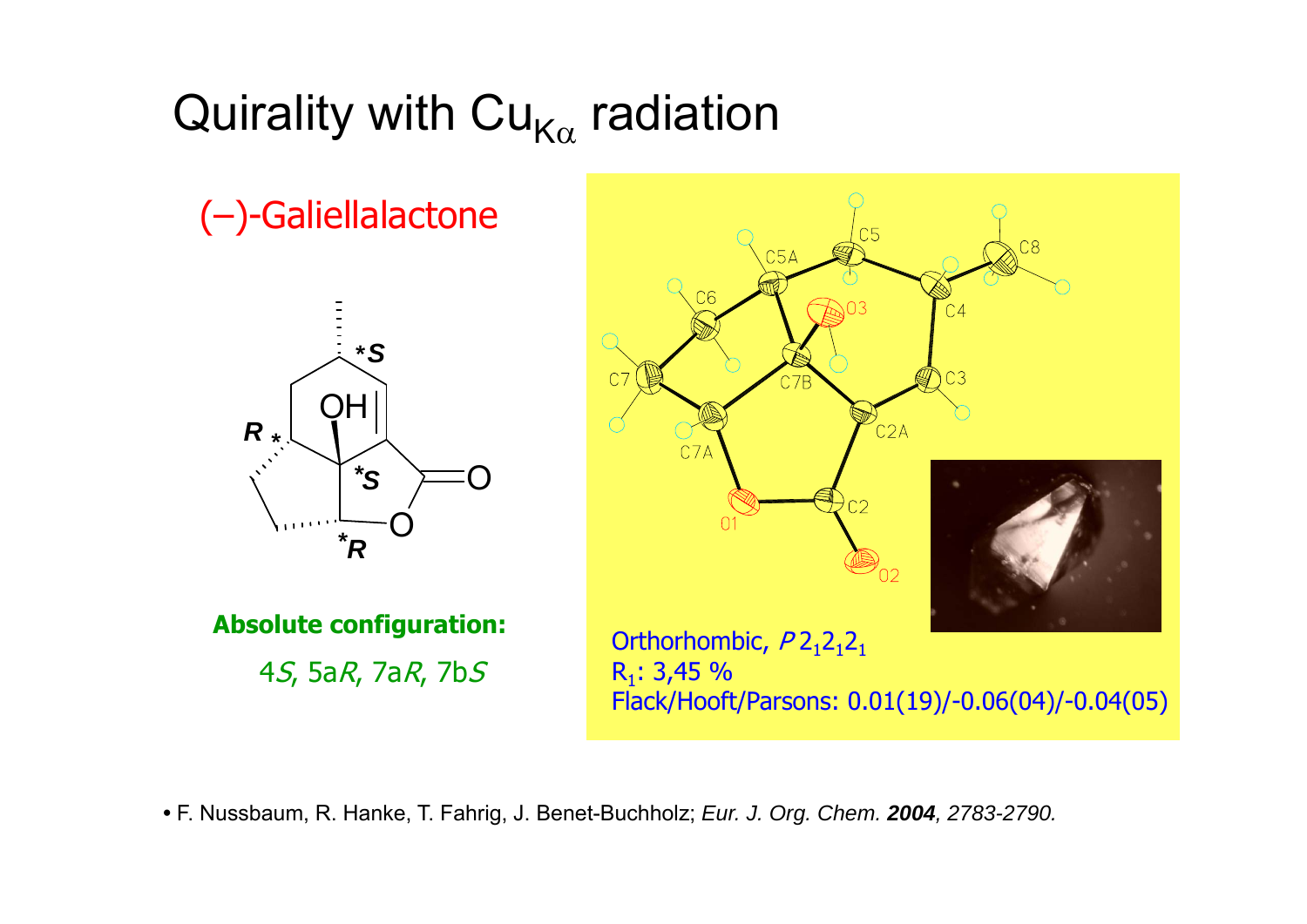# Quirality with $Cu_{K\alpha}$ radiation

(–)-Galiellalactone

**Absolute configuration:**

4*S*, 5a*R*, 7a*R*, 7b*S*

Orthorhombic, $P2_12_12_1$

$R_1$: 3,45 %

Flack/Hooft/Parsons: 0.01(19)/-0.06(04)/-0.04(05)

- F. Nussbaum, R. Hanke, T. Fahrig, J. Benet-Buchholz; *Eur. J. Org. Chem.* ***2004***, *2783-2790.*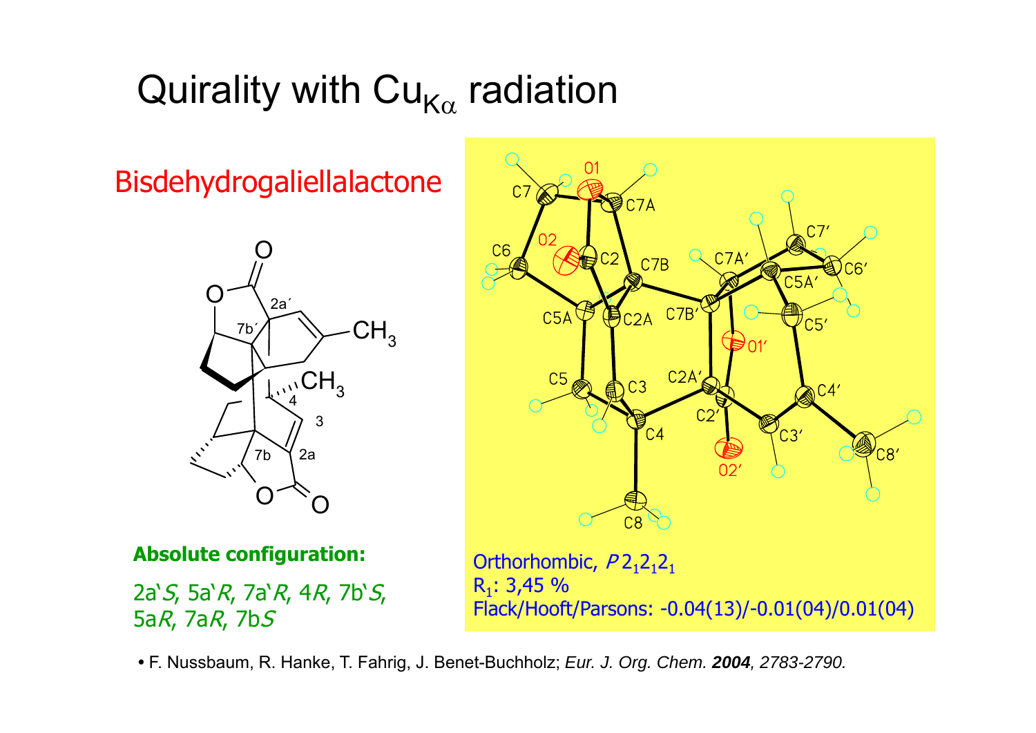# Quirality with $Cu_{K\alpha}$ radiation

## Bisdehydrogaliellalactone

**Absolute configuration:**

*2a'S, 5a'R, 7a'R, 4R, 7b'S, 5aR, 7aR, 7bS*

Orthorhombic, $P2_12_12_1$

$R_1$: 3,45 %

Flack/Hooft/Parsons: -0.04(13)/-0.01(04)/0.01(04)

• F. Nussbaum, R. Hanke, T. Fahrig, J. Benet-Buchholz; *Eur. J. Org. Chem.* ***2004***, *2783-2790.*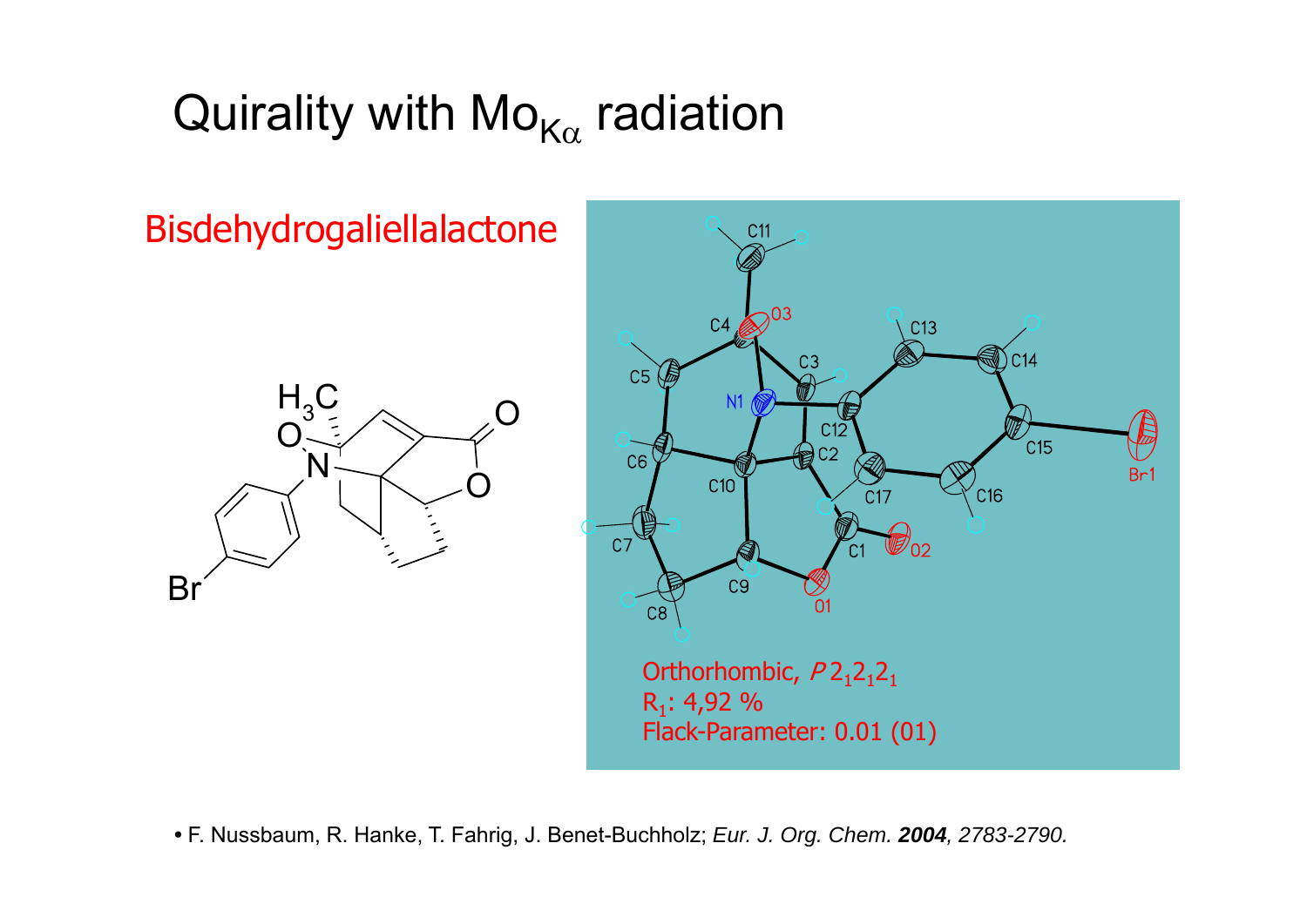# Quirality with $Mo_{K\alpha}$ radiation

Bisdehydrogaliellalactone

Orthorhombic, $P\,2_12_12_1$
$R_1$: 4,92 %
Flack-Parameter: 0.01 (01)

- F. Nussbaum, R. Hanke, T. Fahrig, J. Benet-Buchholz; *Eur. J. Org. Chem.* ***2004****, 2783-2790.*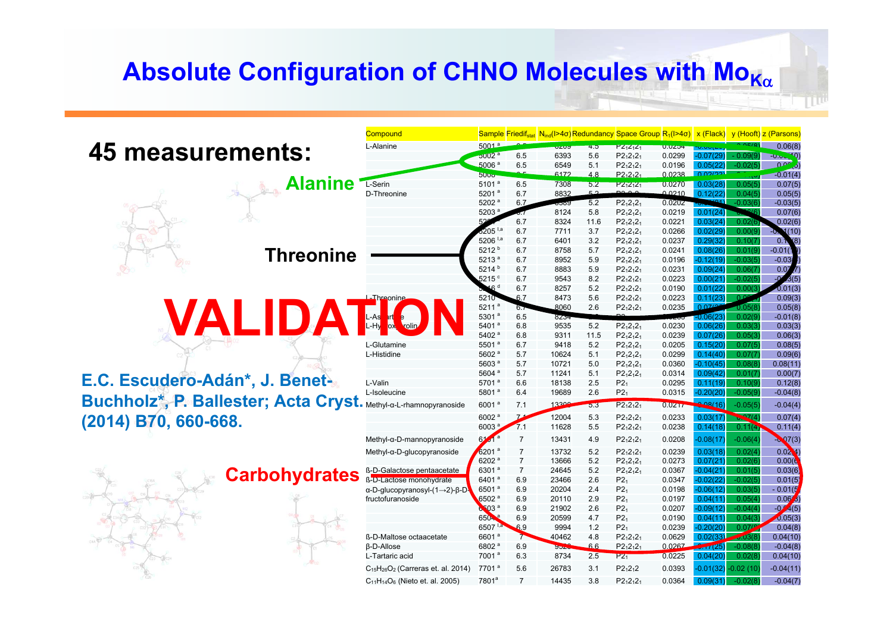# Absolute Configuration of CHNO Molecules with $Mo_{K\alpha}$

**45 measurements:**

**Alanine**

**Threonine**

**VALIDATION**

**Carbohydrates**

E.C. Escudero-Adán*, J. Benet-Buchholz*, P. Ballester; Acta Cryst. (2014) B70, 660-668.

| Compound | Sample | $Friedif_{stat}$ | $N_{ind}(I>4\sigma)$ | Redundancy | Space Group | $R_1(I>4\sigma)$ | x (Flack) | y (Hooft) | z (Parsons) |
|---|---|---|---|---|---|---|---|---|---|
| L-Alanine | 5001 [a] | 6.5 | 6209 | 4.5 | $P2_12_12_1$ | 0.0254 | -0.06(2) | -0.05(8) | 0.06(8) |
| | 5002 [a] | 6.5 | 6393 | 5.6 | $P2_12_12_1$ | 0.0299 | -0.07(29) | -0.09(9) | -0.0(10) |
| | 5006 [a] | 6.5 | 6549 | 5.1 | $P2_12_12_1$ | 0.0196 | 0.05(22) | -0.02(5) | 0.0(5) |
| | 5008 | 6.5 | 6172 | 4.8 | $P2_12_12_1$ | 0.0238 | 0.02(22) | | -0.01(4) |
| L-Serin | 5101 [a] | 6.5 | 7308 | 5.2 | $P2_12_12_1$ | 0.0270 | 0.03(28) | 0.05(5) | 0.07(5) |
| D-Threonine | 5201 [a] | 6.7 | 8832 | 5.2 | $P2_12_12_1$ | 0.0210 | 0.12(22) | 0.04(5) | 0.05(5) |
| | 5202 [a] | 6.7 | 8389 | 5.2 | $P2_12_12_1$ | 0.0202 | | -0.03(6) | -0.03(5) |
| | 5203 [a] | 6.7 | 8124 | 5.8 | $P2_12_12_1$ | 0.0219 | 0.01(24) | | 0.07(6) |
| | 52 | 6.7 | 8324 | 11.6 | $P2_12_12_1$ | 0.0221 | 0.03(24) | 0.02(6) | 0.02(6) |
| | 5205 [l,a] | 6.7 | 7711 | 3.7 | $P2_12_12_1$ | 0.0266 | 0.02(29) | 0.00(9) | (10) |
| | 5206 [l,a] | 6.7 | 6401 | 3.2 | $P2_12_12_1$ | 0.0237 | 0.29(32) | 0.10(7) | (8) |
| | 5212 [b] | 6.7 | 8758 | 5.7 | $P2_12_12_1$ | 0.0241 | 0.08(26) | 0.01(9) | -0.01( ) |
| | 5213 [a] | 6.7 | 8952 | 5.9 | $P2_12_12_1$ | 0.0196 | -0.12(19) | -0.03(5) | -0.03( ) |
| | 5214 [b] | 6.7 | 8883 | 5.9 | $P2_12_12_1$ | 0.0231 | 0.09(24) | 0.06(7) | 0.0(7) |
| | 5215 [c] | 6.7 | 9543 | 8.2 | $P2_12_12_1$ | 0.0223 | 0.00(21) | -0.02(5) | (5) |
| | 16 [d] | 6.7 | 8257 | 5.2 | $P2_12_12_1$ | 0.0190 | 0.01(22) | 0.00(3) | 0.01(3) |
| L-Threonine | 5210 | 6.7 | 8473 | 5.6 | $P2_12_12_1$ | 0.0223 | 0.11(23) | | 0.09(3) |
| | 5211 [a] | 6.7 | 8060 | 2.6 | $P2_12_12_1$ | 0.0235 | 0.07( ) | 0.05(8) | 0.05(8) |
| L-As | 5301 [a] | 6.5 | 8234 | | | | -0.06(23) | 0.02(9) | -0.01(8) |
| L-Hy | 5401 [a] | 6.8 | 9535 | 5.2 | $P2_12_12_1$ | 0.0230 | 0.06(26) | 0.03(3) | 0.03(3) |
| | 5402 [a] | 6.8 | 9311 | 11.5 | $P2_12_12_1$ | 0.0239 | 0.07(26) | 0.05(3) | 0.06(3) |
| L-Glutamine | 5501 [a] | 6.7 | 9418 | 5.2 | $P2_12_12_1$ | 0.0205 | 0.15(20) | 0.07(5) | 0.08(5) |
| L-Histidine | 5602 [a] | 5.7 | 10624 | 5.1 | $P2_12_12_1$ | 0.0299 | 0.14(40) | 0.07(7) | 0.09(6) |
| | 5603 [a] | 5.7 | 10721 | 5.0 | $P2_12_12_1$ | 0.0360 | -0.10(45) | 0.08(8) | 0.08(11) |
| | 5604 [a] | 5.7 | 11241 | 5.1 | $P2_12_12_1$ | 0.0314 | 0.09(42) | 0.01(7) | 0.00(7) |
| L-Valin | 5701 [a] | 6.6 | 18138 | 2.5 | $P2_1$ | 0.0295 | 0.11(19) | 0.10(9) | 0.12(8) |
| L-Isoleucine | 5801 [a] | 6.4 | 19689 | 2.6 | $P2_1$ | 0.0315 | -0.20(20) | -0.05(9) | -0.04(8) |
| Methyl-α-L-rhamnopyranoside | 6001 [a] | 7.1 | 13300 | 5.3 | $P2_12_12_1$ | 0.0217 | 0.08(16) | -0.05(5) | -0.04(4) |
| | 6002 [a] | 7.1 | 12004 | 5.3 | $P2_12_12_1$ | 0.0233 | 0.03(17) | 0.07(4) | 0.07(4) |
| | 6003 [a] | 7.1 | 11628 | 5.5 | $P2_12_12_1$ | 0.0238 | 0.14(18) | 0.11(4) | 0.11(4) |
| Methyl-α-D-mannopyranoside | 6101 [a] | 7 | 13431 | 4.9 | $P2_12_12_1$ | 0.0208 | -0.08(17) | -0.06(4) | -0.07(3) |
| Methyl-α-D-glucopyranoside | 6201 [a] | 7 | 13732 | 5.2 | $P2_12_12_1$ | 0.0239 | 0.03(18) | 0.02(4) | 0.02(4) |
| | 6202 [a] | 7 | 13666 | 5.2 | $P2_12_12_1$ | 0.0273 | 0.07(21) | 0.02(6) | 0.00(6) |
| ß-D-Galactose pentaacetate | 6301 [a] | 7 | 24645 | 5.2 | $P2_12_12_1$ | 0.0367 | -0.04(21) | 0.01(5) | 0.03(6) |
| ß-D-Lactose monohydrate | 6401 [a] | 6.9 | 23466 | 2.6 | $P2_1$ | 0.0347 | -0.02(22) | -0.02(5) | 0.01(5) |
| α-D-glucopyranosyl-(1→2)-β-D-fructofuranoside | 6501 [a] | 6.9 | 20204 | 2.4 | $P2_1$ | 0.0198 | -0.06(12) | 0.03(5) | -0.01(5) |
| | 6502 [a] | 6.9 | 20110 | 2.9 | $P2_1$ | 0.0197 | 0.04(11) | 0.05(4) | 0.06(3) |
| | 6503 [a] | 6.9 | 21902 | 2.6 | $P2_1$ | 0.0207 | -0.09(12) | -0.04(4) | -0.04(5) |
| | 6504 [a] | 6.9 | 20599 | 4.7 | $P2_1$ | 0.0190 | 0.04(11) | 0.04(3) | 0.05(3) |
| | 6507 [l,a] | 6.9 | 9994 | 1.2 | $P2_1$ | 0.0239 | -0.20(20) | 0.07( ) | 0.04(8) |
| ß-D-Maltose octaacetate | 6601 [a] | 7 | 40462 | 4.8 | $P2_12_12_1$ | 0.0629 | 0.02(33) | 0.03(8) | 0.04(10) |
| β-D-Allose | 6802 [a] | 6.9 | 9529 | 6.6 | $P2_12_12_1$ | 0.0267 | 0.17(25) | -0.08(8) | -0.04(8) |
| L-Tartaric acid | 7001 [a] | 6.3 | 8734 | 2.5 | $P2_1$ | 0.0225 | 0.04(20) | 0.02(8) | 0.04(10) |
| $C_{15}H_{26}O_2$ (Carreras et. al. 2014) | 7701 [a] | 5.6 | 26783 | 3.1 | $P2_12_12$ | 0.0393 | -0.01(32) | -0.02 (10) | -0.04(11) |
| $C_{11}H_{14}O_6$ (Nieto et. al. 2005) | 7801 [a] | 7 | 14435 | 3.8 | $P2_12_12_1$ | 0.0364 | 0.09(31) | -0.02(8) | -0.04(7) |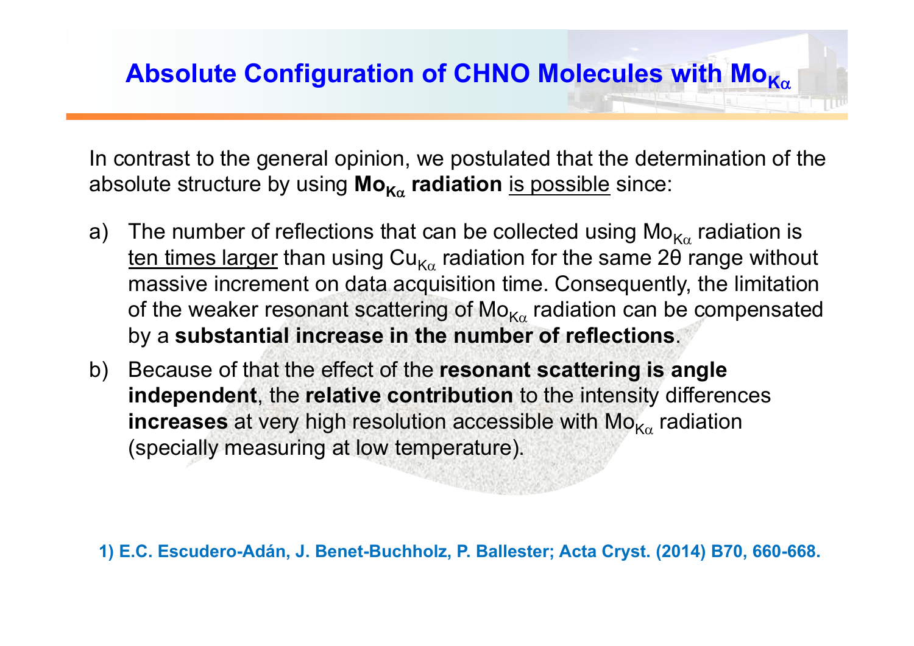# Absolute Configuration of CHNO Molecules with $Mo_{K\alpha}$

In contrast to the general opinion, we postulated that the determination of the absolute structure by using **$Mo_{K\alpha}$ radiation** is possible since:

a) The number of reflections that can be collected using $Mo_{K\alpha}$ radiation is ten times larger than using $Cu_{K\alpha}$ radiation for the same 2θ range without massive increment on data acquisition time. Consequently, the limitation of the weaker resonant scattering of $Mo_{K\alpha}$ radiation can be compensated by a **substantial increase in the number of reflections**.

b) Because of that the effect of the **resonant scattering is angle independent**, the **relative contribution** to the intensity differences **increases** at very high resolution accessible with $Mo_{K\alpha}$ radiation (specially measuring at low temperature).

**1) E.C. Escudero-Adán, J. Benet-Buchholz, P. Ballester; Acta Cryst. (2014) B70, 660-668.**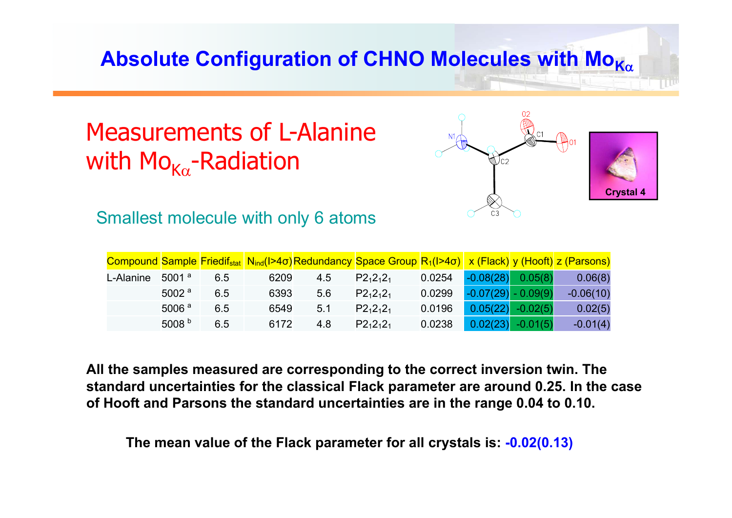# Absolute Configuration of CHNO Molecules with $Mo_{K\alpha}$

## Measurements of L-Alanine with $Mo_{K\alpha}$-Radiation

Smallest molecule with only 6 atoms

Crystal 4

| Compound | Sample | $Friedif_{stat}$ | $N_{ind}(I>4\sigma)$ | Redundancy | Space Group | $R_1(I>4\sigma)$ | x (Flack) | y (Hooft) | z (Parsons) |
|---|---|---|---|---|---|---|---|---|---|
| L-Alanine | 5001 [a] | 6.5 | 6209 | 4.5 | $P2_12_12_1$ | 0.0254 | -0.08(28) | 0.05(8) | 0.06(8) |
| | 5002 [a] | 6.5 | 6393 | 5.6 | $P2_12_12_1$ | 0.0299 | -0.07(29) | - 0.09(9) | -0.06(10) |
| | 5006 [a] | 6.5 | 6549 | 5.1 | $P2_12_12_1$ | 0.0196 | 0.05(22) | -0.02(5) | 0.02(5) |
| | 5008 [b] | 6.5 | 6172 | 4.8 | $P2_12_12_1$ | 0.0238 | 0.02(23) | -0.01(5) | -0.01(4) |

**All the samples measured are corresponding to the correct inversion twin. The standard uncertainties for the classical Flack parameter are around 0.25. In the case of Hooft and Parsons the standard uncertainties are in the range 0.04 to 0.10.**

**The mean value of the Flack parameter for all crystals is: -0.02(0.13)**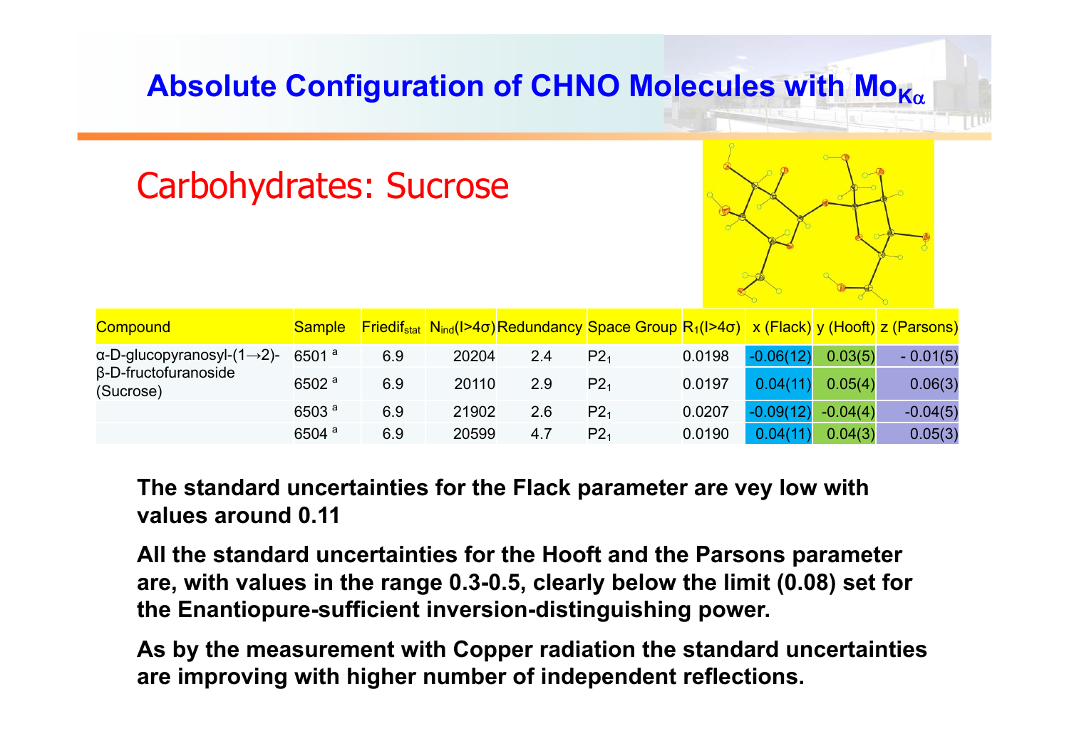# Absolute Configuration of CHNO Molecules with $Mo_{K\alpha}$

## Carbohydrates: Sucrose

| Compound | Sample | $Friedif_{stat}$ | $N_{ind}(I>4\sigma)$ | Redundancy | Space Group | $R_1(I>4\sigma)$ | x (Flack) | y (Hooft) | z (Parsons) |
|---|---|---|---|---|---|---|---|---|---|
| α-D-glucopyranosyl-(1→2)-β-D-fructofuranoside (Sucrose) | 6501 [a] | 6.9 | 20204 | 2.4 | $P2_1$ | 0.0198 | -0.06(12) | 0.03(5) | - 0.01(5) |
| | 6502 [a] | 6.9 | 20110 | 2.9 | $P2_1$ | 0.0197 | 0.04(11) | 0.05(4) | 0.06(3) |
| | 6503 [a] | 6.9 | 21902 | 2.6 | $P2_1$ | 0.0207 | -0.09(12) | -0.04(4) | -0.04(5) |
| | 6504 [a] | 6.9 | 20599 | 4.7 | $P2_1$ | 0.0190 | 0.04(11) | 0.04(3) | 0.05(3) |

**The standard uncertainties for the Flack parameter are vey low with values around 0.11**

**All the standard uncertainties for the Hooft and the Parsons parameter are, with values in the range 0.3-0.5, clearly below the limit (0.08) set for the Enantiopure-sufficient inversion-distinguishing power.**

**As by the measurement with Copper radiation the standard uncertainties are improving with higher number of independent reflections.**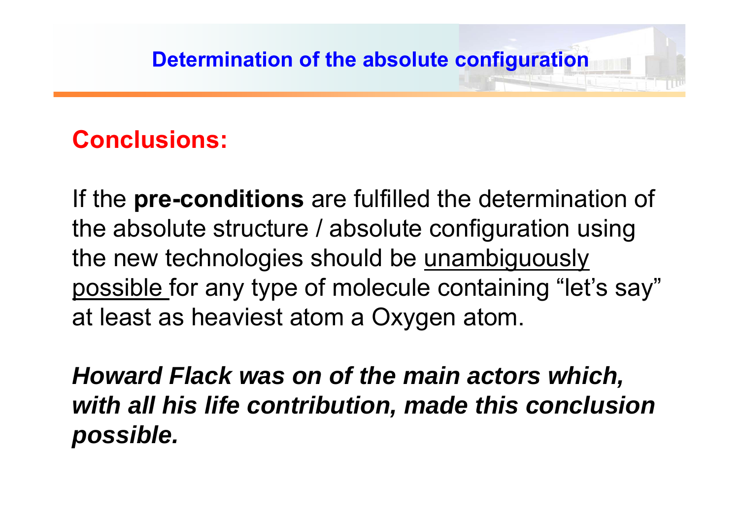# Determination of the absolute configuration

## Conclusions:

If the **pre-conditions** are fulfilled the determination of the absolute structure / absolute configuration using the new technologies should be <u>unambiguously possible</u> for any type of molecule containing “let’s say” at least as heaviest atom a Oxygen atom.

***Howard Flack was on of the main actors which, with all his life contribution, made this conclusion possible.***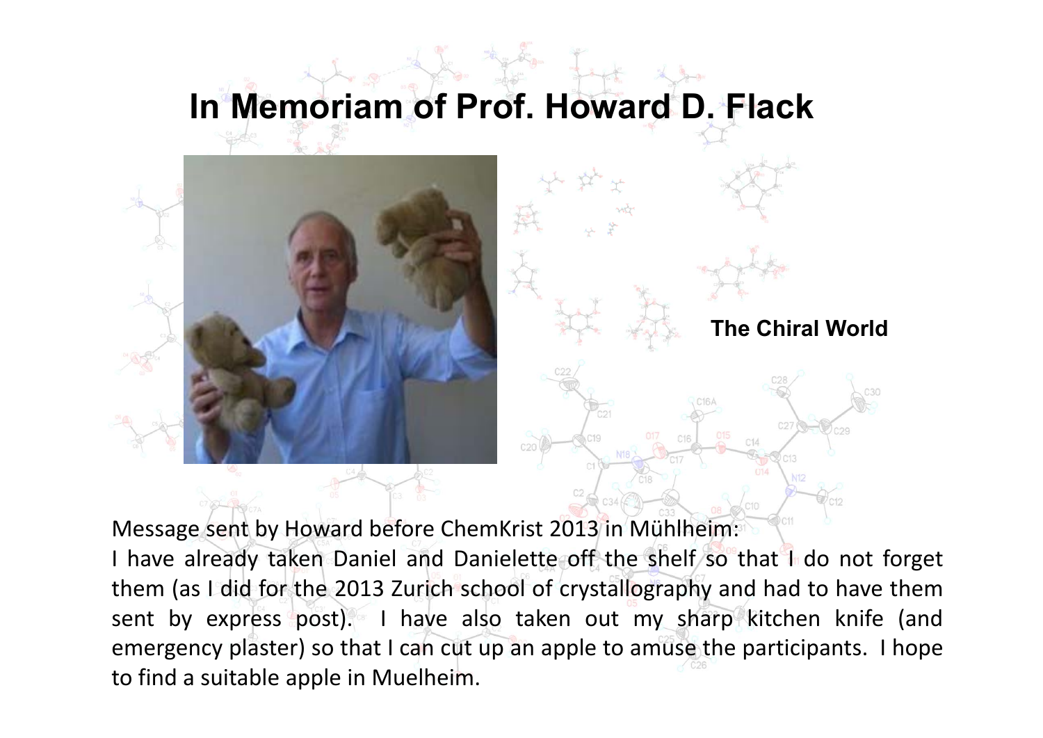# In Memoriam of Prof. Howard D. Flack

The Chiral World

Message sent by Howard before ChemKrist 2013 in Mühlheim:

I have already taken Daniel and Danielette off the shelf so that I do not forget them (as I did for the 2013 Zurich school of crystallography and had to have them sent by express post). I have also taken out my sharp kitchen knife (and emergency plaster) so that I can cut up an apple to amuse the participants. I hope to find a suitable apple in Muelheim.